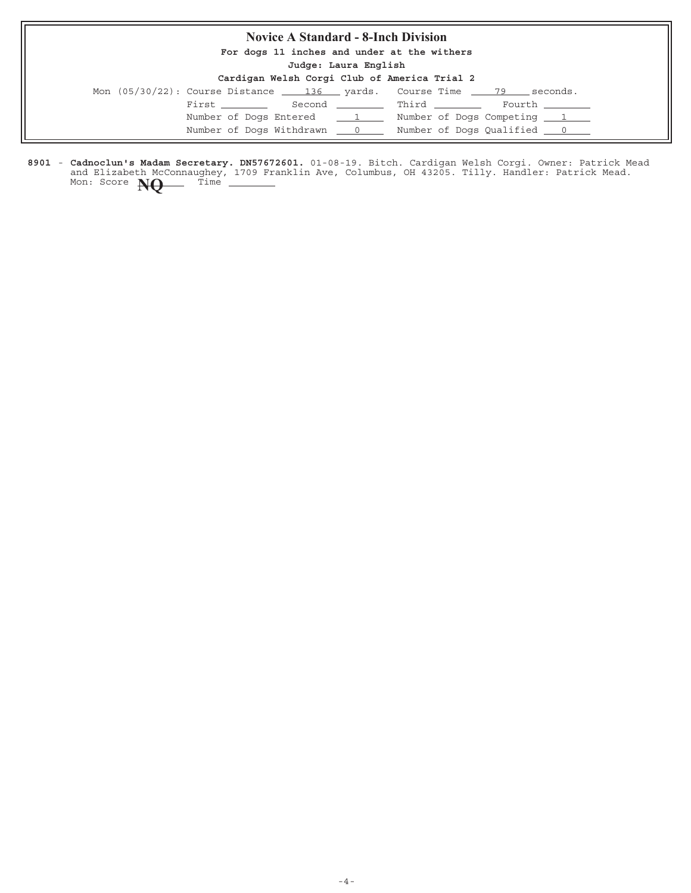## Novice A Standard - 8-Inch Division

**For dogs 11 inches and under at the withers**

**Judge: Laura English**

**Cardigan Welsh Corgi Club of America Trial 2**

Mon (05/30/22): Course Distance 136 yards. Course Time 79 seconds.

First ________ Second ________ Third ________ Fourth ________

Number of Dogs Entered 1 Number of Dogs Competing 1

Number of Dogs Withdrawn 0 Number of Dogs Qualified 0

**8901** - **Cadnoclun's Madam Secretary. DN57672601.** 01-08-19. Bitch. Cardigan Welsh Corgi. Owner: Patrick Mead and Elizabeth McConnaughey, 1709 Franklin Ave, Columbus, OH 43205. Tilly. Handler: Patrick Mead.
Mon: Score **NQ** Time ________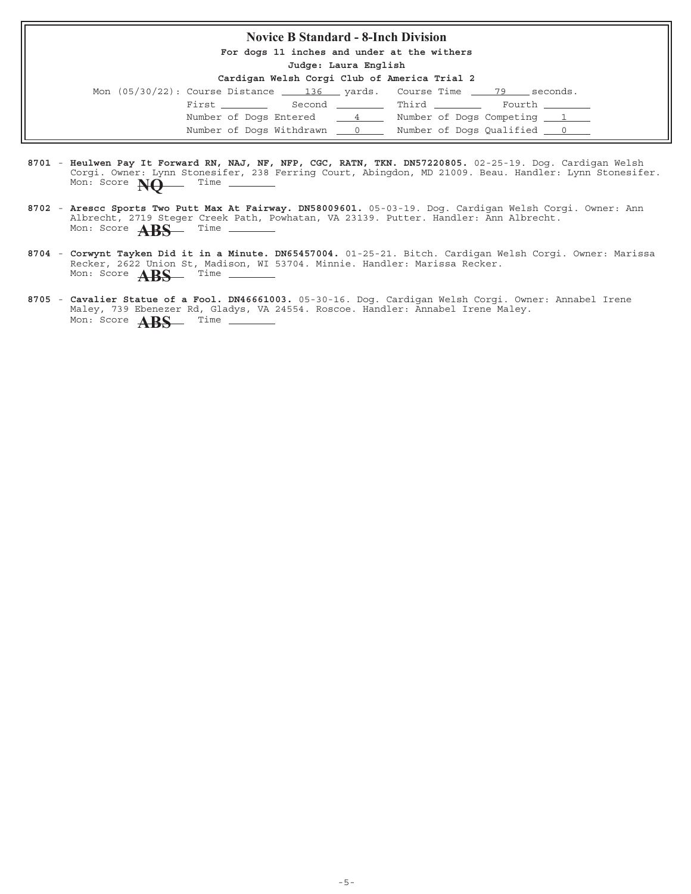## Novice B Standard - 8-Inch Division

**For dogs 11 inches and under at the withers**

**Judge: Laura English**

**Cardigan Welsh Corgi Club of America Trial 2**

Mon (05/30/22): Course Distance 136 yards. Course Time 79 seconds.

First ________ Second ________ Third ________ Fourth ________

Number of Dogs Entered 4 Number of Dogs Competing 1

Number of Dogs Withdrawn 0 Number of Dogs Qualified 0

**8701** - **Heulwen Pay It Forward RN, NAJ, NF, NFP, CGC, RATN, TKN. DN57220805.** 02-25-19. Dog. Cardigan Welsh Corgi. Owner: Lynn Stonesifer, 238 Ferring Court, Abingdon, MD 21009. Beau. Handler: Lynn Stonesifer.
Mon: Score **NQ** Time ________

**8702** - **Arescc Sports Two Putt Max At Fairway. DN58009601.** 05-03-19. Dog. Cardigan Welsh Corgi. Owner: Ann Albrecht, 2719 Steger Creek Path, Powhatan, VA 23139. Putter. Handler: Ann Albrecht.
Mon: Score **ABS** Time ________

**8704** - **Corwynt Tayken Did it in a Minute. DN65457004.** 01-25-21. Bitch. Cardigan Welsh Corgi. Owner: Marissa Recker, 2622 Union St, Madison, WI 53704. Minnie. Handler: Marissa Recker.
Mon: Score **ABS** Time ________

**8705** - **Cavalier Statue of a Fool. DN46661003.** 05-30-16. Dog. Cardigan Welsh Corgi. Owner: Annabel Irene Maley, 739 Ebenezer Rd, Gladys, VA 24554. Roscoe. Handler: Annabel Irene Maley.
Mon: Score **ABS** Time ________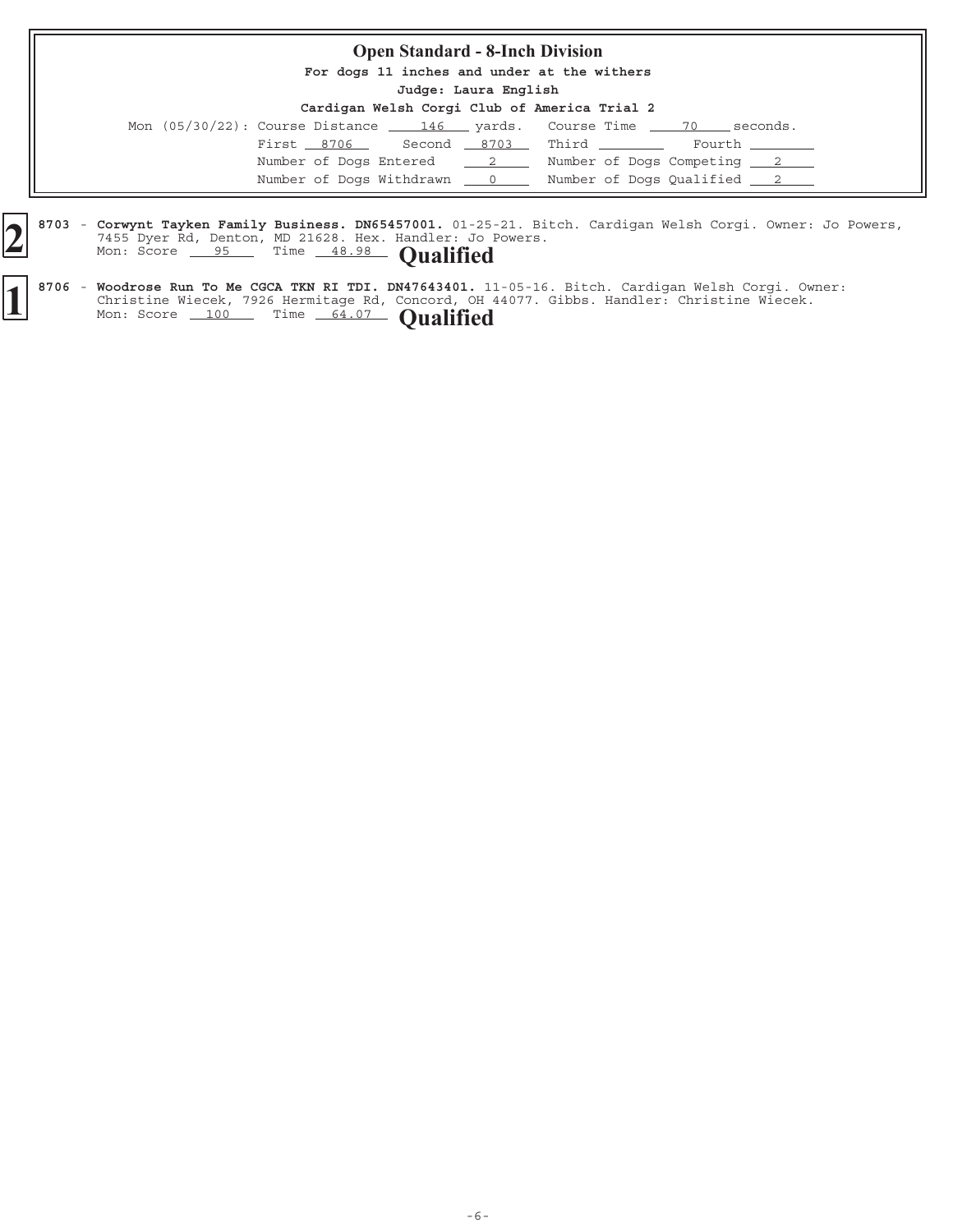## Open Standard - 8-Inch Division

**For dogs 11 inches and under at the withers**

**Judge: Laura English**

**Cardigan Welsh Corgi Club of America Trial 2**

Mon (05/30/22): Course Distance 146 yards. Course Time 70 seconds.

First 8706 Second 8703 Third ____ Fourth ____

Number of Dogs Entered 2 Number of Dogs Competing 2

Number of Dogs Withdrawn 0 Number of Dogs Qualified 2

---

**2**

8703 - **Corwynt Tayken Family Business. DN65457001.** 01-25-21. Bitch. Cardigan Welsh Corgi. Owner: Jo Powers, 7455 Dyer Rd, Denton, MD 21628. Hex. Handler: Jo Powers.
Mon: Score 95 Time 48.98 **Qualified**

**1**

8706 - **Woodrose Run To Me CGCA TKN RI TDI. DN47643401.** 11-05-16. Bitch. Cardigan Welsh Corgi. Owner: Christine Wiecek, 7926 Hermitage Rd, Concord, OH 44077. Gibbs. Handler: Christine Wiecek.
Mon: Score 100 Time 64.07 **Qualified**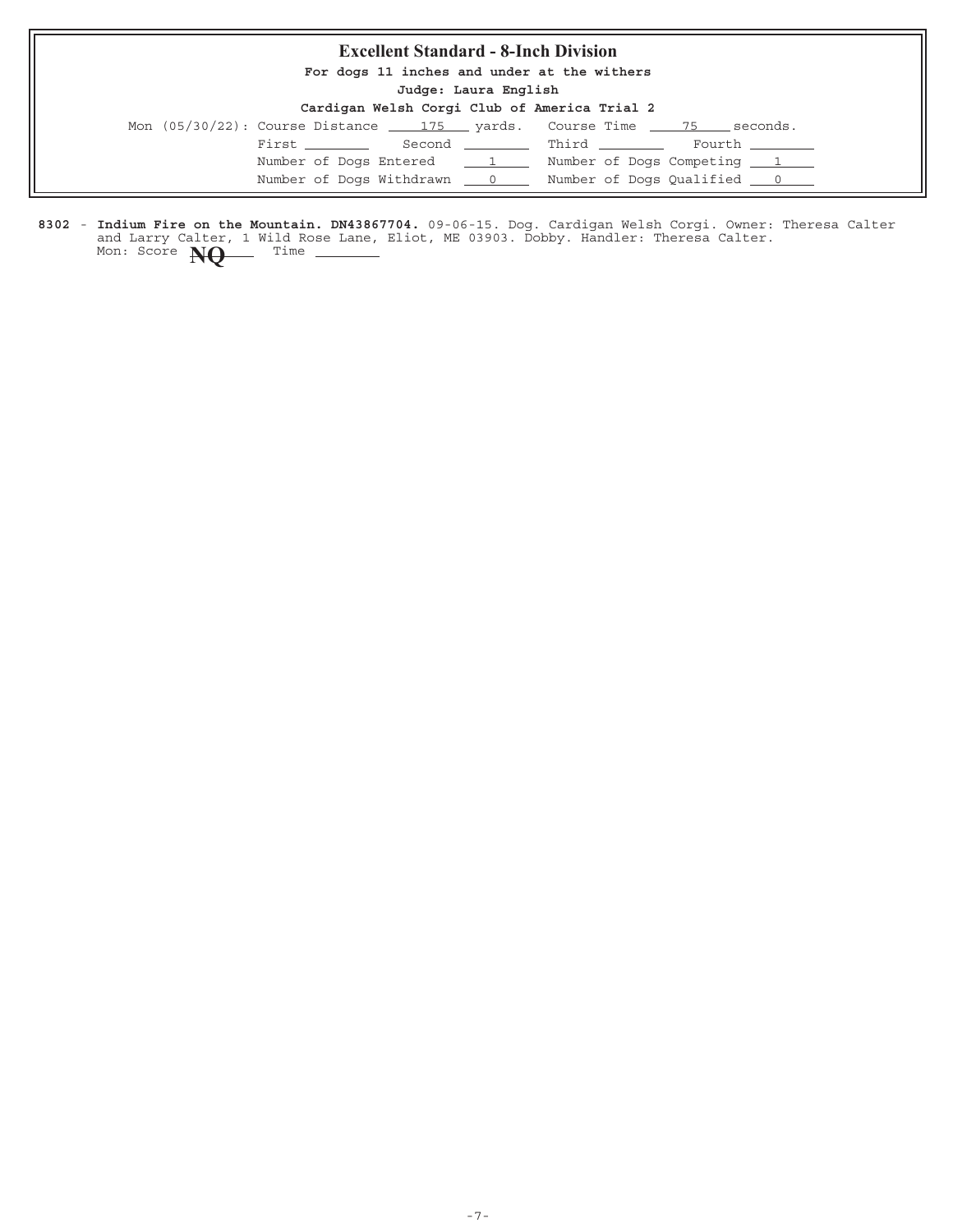## Excellent Standard - 8-Inch Division

**For dogs 11 inches and under at the withers**

**Judge: Laura English**

**Cardigan Welsh Corgi Club of America Trial 2**

Mon (05/30/22): Course Distance 175 yards. Course Time 75 seconds.

First ________ Second ________ Third ________ Fourth ________

Number of Dogs Entered 1 Number of Dogs Competing 1

Number of Dogs Withdrawn 0 Number of Dogs Qualified 0

**8302** - **Indium Fire on the Mountain. DN43867704.** 09-06-15. Dog. Cardigan Welsh Corgi. Owner: Theresa Calter and Larry Calter, 1 Wild Rose Lane, Eliot, ME 03903. Dobby. Handler: Theresa Calter.
Mon: Score **NQ** Time ________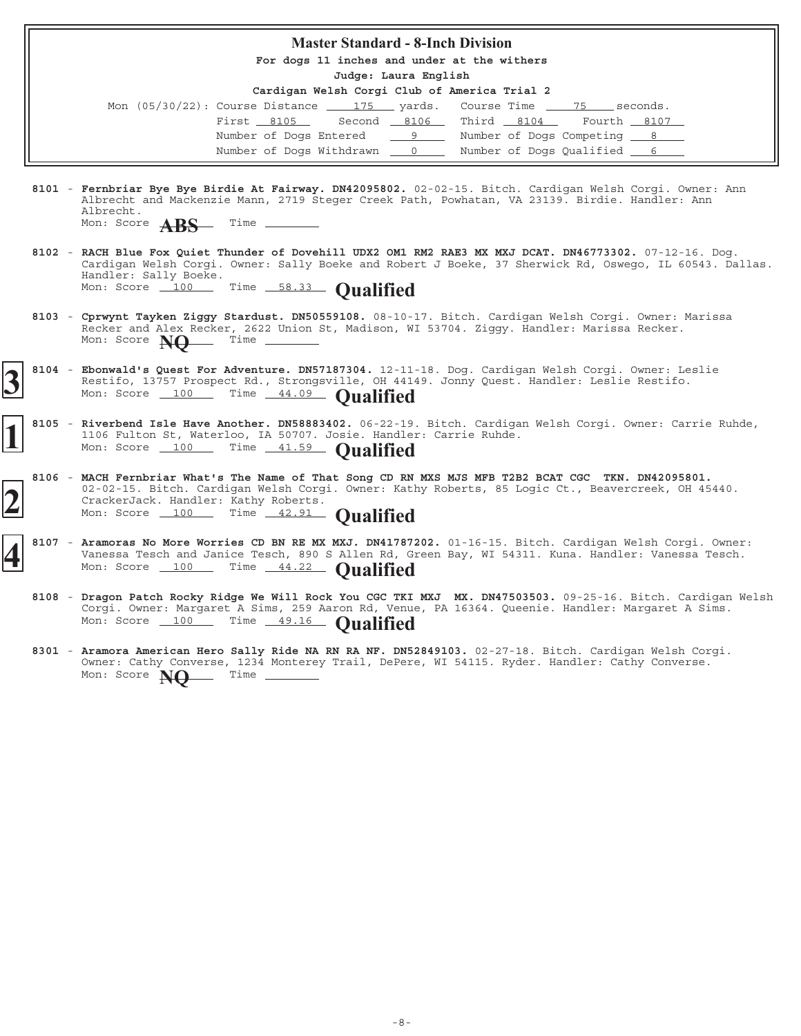## Master Standard - 8-Inch Division

**For dogs 11 inches and under at the withers**

**Judge: Laura English**

**Cardigan Welsh Corgi Club of America Trial 2**

Mon (05/30/22): Course Distance 175 yards. Course Time 75 seconds.

First 8105 Second 8106 Third 8104 Fourth 8107

Number of Dogs Entered 9 Number of Dogs Competing 8

Number of Dogs Withdrawn 0 Number of Dogs Qualified 6

8101 - **Fernbriar Bye Bye Birdie At Fairway. DN42095802.** 02-02-15. Bitch. Cardigan Welsh Corgi. Owner: Ann Albrecht and Mackenzie Mann, 2719 Steger Creek Path, Powhatan, VA 23139. Birdie. Handler: Ann Albrecht.
Mon: Score **ABS** Time

8102 - **RACH Blue Fox Quiet Thunder of Dovehill UDX2 OM1 RM2 RAE3 MX MXJ DCAT. DN46773302.** 07-12-16. Dog. Cardigan Welsh Corgi. Owner: Sally Boeke and Robert J Boeke, 37 Sherwick Rd, Oswego, IL 60543. Dallas. Handler: Sally Boeke.
Mon: Score 100 Time 58.33 **Qualified**

8103 - **Cprwynt Tayken Ziggy Stardust. DN50559108.** 08-10-17. Bitch. Cardigan Welsh Corgi. Owner: Marissa Recker and Alex Recker, 2622 Union St, Madison, WI 53704. Ziggy. Handler: Marissa Recker.
Mon: Score **NQ** Time

**3** 8104 - **Ebonwald's Quest For Adventure. DN57187304.** 12-11-18. Dog. Cardigan Welsh Corgi. Owner: Leslie Restifo, 13757 Prospect Rd., Strongsville, OH 44149. Jonny Quest. Handler: Leslie Restifo.
Mon: Score 100 Time 44.09 **Qualified**

**1** 8105 - **Riverbend Isle Have Another. DN58883402.** 06-22-19. Bitch. Cardigan Welsh Corgi. Owner: Carrie Ruhde, 1106 Fulton St, Waterloo, IA 50707. Josie. Handler: Carrie Ruhde.
Mon: Score 100 Time 41.59 **Qualified**

**2** 8106 - **MACH Fernbriar What's The Name of That Song CD RN MXS MJS MFB T2B2 BCAT CGC TKN. DN42095801.** 02-02-15. Bitch. Cardigan Welsh Corgi. Owner: Kathy Roberts, 85 Logic Ct., Beavercreek, OH 45440. CrackerJack. Handler: Kathy Roberts.
Mon: Score 100 Time 42.91 **Qualified**

**4** 8107 - **Aramoras No More Worries CD BN RE MX MXJ. DN41787202.** 01-16-15. Bitch. Cardigan Welsh Corgi. Owner: Vanessa Tesch and Janice Tesch, 890 S Allen Rd, Green Bay, WI 54311. Kuna. Handler: Vanessa Tesch.
Mon: Score 100 Time 44.22 **Qualified**

8108 - **Dragon Patch Rocky Ridge We Will Rock You CGC TKI MXJ MX. DN47503503.** 09-25-16. Bitch. Cardigan Welsh Corgi. Owner: Margaret A Sims, 259 Aaron Rd, Venue, PA 16364. Queenie. Handler: Margaret A Sims.
Mon: Score 100 Time 49.16 **Qualified**

8301 - **Aramora American Hero Sally Ride NA RN RA NF. DN52849103.** 02-27-18. Bitch. Cardigan Welsh Corgi. Owner: Cathy Converse, 1234 Monterey Trail, DePere, WI 54115. Ryder. Handler: Cathy Converse.
Mon: Score **NQ** Time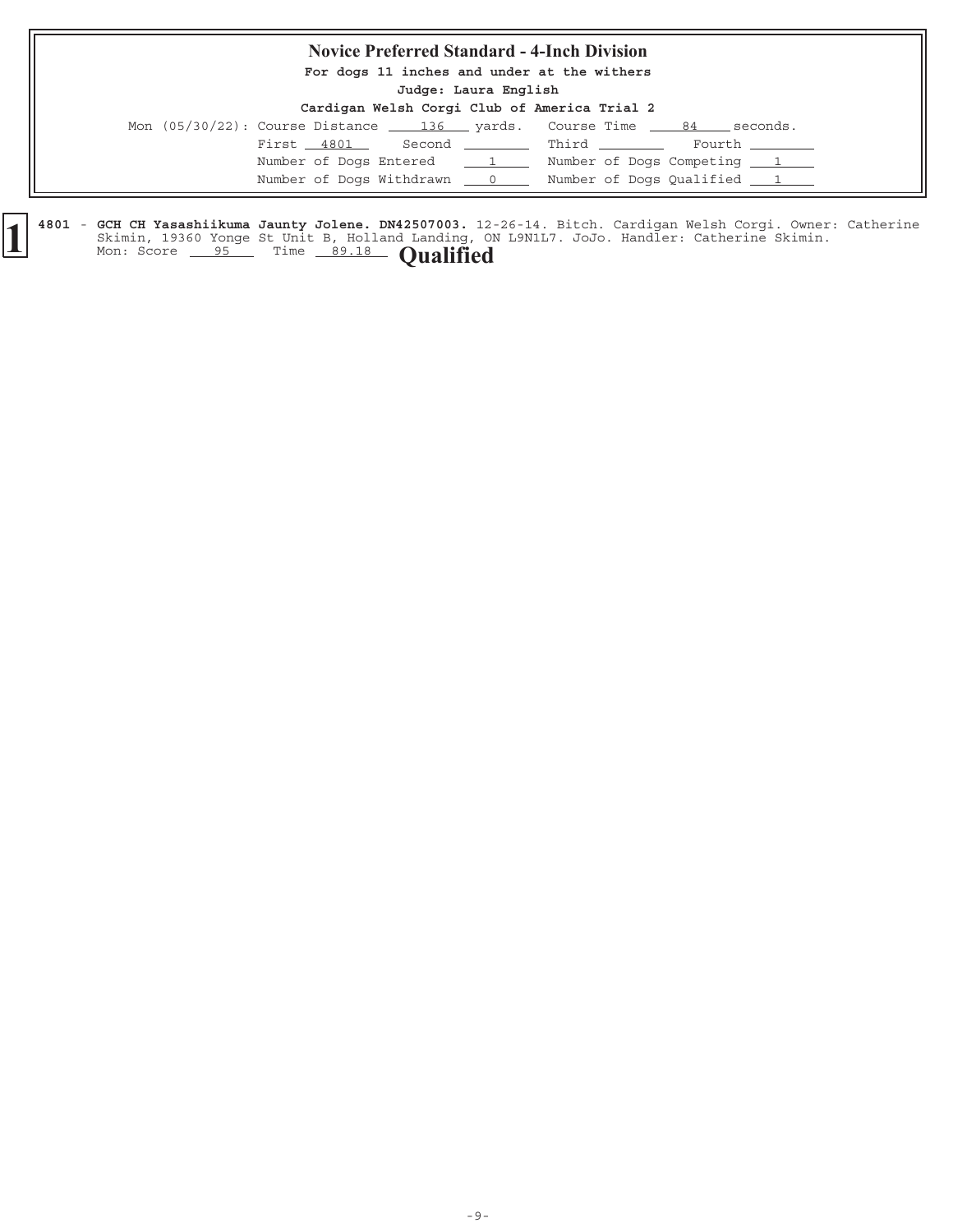# Novice Preferred Standard - 4-Inch Division

**For dogs 11 inches and under at the withers**

**Judge: Laura English**

**Cardigan Welsh Corgi Club of America Trial 2**

Mon (05/30/22): Course Distance 136 yards. Course Time 84 seconds.

First 4801 Second \_\_\_\_ Third \_\_\_\_ Fourth \_\_\_\_

Number of Dogs Entered 1 Number of Dogs Competing 1

Number of Dogs Withdrawn 0 Number of Dogs Qualified 1

**1** **4801** - **GCH CH Yasashiikuma Jaunty Jolene. DN42507003.** 12-26-14. Bitch. Cardigan Welsh Corgi. Owner: Catherine Skimin, 19360 Yonge St Unit B, Holland Landing, ON L9N1L7. JoJo. Handler: Catherine Skimin.
Mon: Score 95 Time 89.18 **Qualified**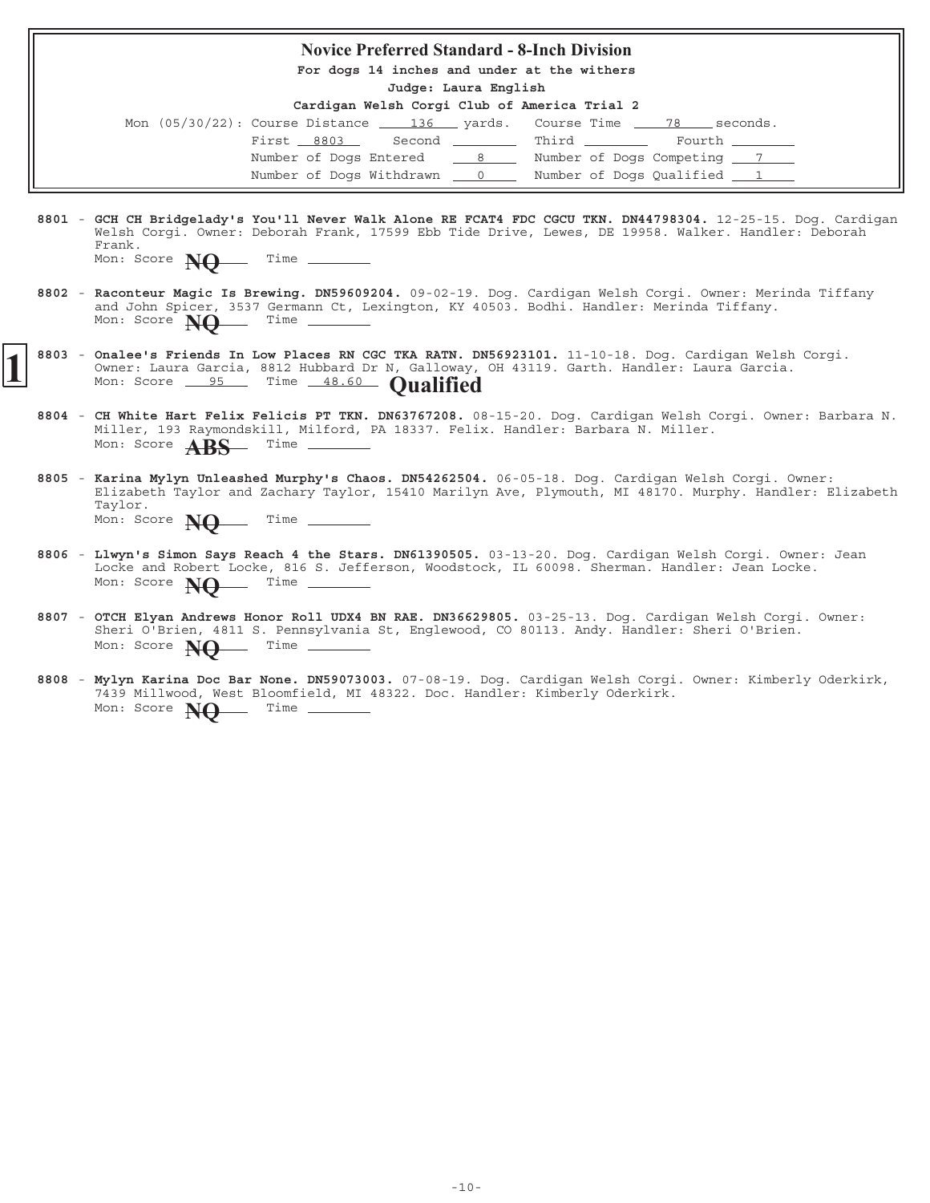## Novice Preferred Standard - 8-Inch Division

**For dogs 14 inches and under at the withers**

**Judge: Laura English**

**Cardigan Welsh Corgi Club of America Trial 2**

Mon (05/30/22): Course Distance 136 yards. Course Time 78 seconds.

First 8803 Second ______ Third ______ Fourth ______

Number of Dogs Entered 8 Number of Dogs Competing 7

Number of Dogs Withdrawn 0 Number of Dogs Qualified 1

**8801** - **GCH CH Bridgelady's You'll Never Walk Alone RE FCAT4 FDC CGCU TKN. DN44798304.** 12-25-15. Dog. Cardigan Welsh Corgi. Owner: Deborah Frank, 17599 Ebb Tide Drive, Lewes, DE 19958. Walker. Handler: Deborah Frank.
Mon: Score **NQ** Time ______

**8802** - **Raconteur Magic Is Brewing. DN59609204.** 09-02-19. Dog. Cardigan Welsh Corgi. Owner: Merinda Tiffany and John Spicer, 3537 Germann Ct, Lexington, KY 40503. Bodhi. Handler: Merinda Tiffany.
Mon: Score **NQ** Time ______

**1** **8803** - **Onalee's Friends In Low Places RN CGC TKA RATN. DN56923101.** 11-10-18. Dog. Cardigan Welsh Corgi. Owner: Laura Garcia, 8812 Hubbard Dr N, Galloway, OH 43119. Garth. Handler: Laura Garcia.
Mon: Score 95 Time 48.60 **Qualified**

**8804** - **CH White Hart Felix Felicis PT TKN. DN63767208.** 08-15-20. Dog. Cardigan Welsh Corgi. Owner: Barbara N. Miller, 193 Raymondskill, Milford, PA 18337. Felix. Handler: Barbara N. Miller.
Mon: Score **ABS** Time ______

**8805** - **Karina Mylyn Unleashed Murphy's Chaos. DN54262504.** 06-05-18. Dog. Cardigan Welsh Corgi. Owner: Elizabeth Taylor and Zachary Taylor, 15410 Marilyn Ave, Plymouth, MI 48170. Murphy. Handler: Elizabeth Taylor.
Mon: Score **NQ** Time ______

**8806** - **Llwyn's Simon Says Reach 4 the Stars. DN61390505.** 03-13-20. Dog. Cardigan Welsh Corgi. Owner: Jean Locke and Robert Locke, 816 S. Jefferson, Woodstock, IL 60098. Sherman. Handler: Jean Locke.
Mon: Score **NQ** Time ______

**8807** - **OTCH Elyan Andrews Honor Roll UDX4 BN RAE. DN36629805.** 03-25-13. Dog. Cardigan Welsh Corgi. Owner: Sheri O'Brien, 4811 S. Pennsylvania St, Englewood, CO 80113. Andy. Handler: Sheri O'Brien.
Mon: Score **NQ** Time ______

**8808** - **Mylyn Karina Doc Bar None. DN59073003.** 07-08-19. Dog. Cardigan Welsh Corgi. Owner: Kimberly Oderkirk, 7439 Millwood, West Bloomfield, MI 48322. Doc. Handler: Kimberly Oderkirk.
Mon: Score **NQ** Time ______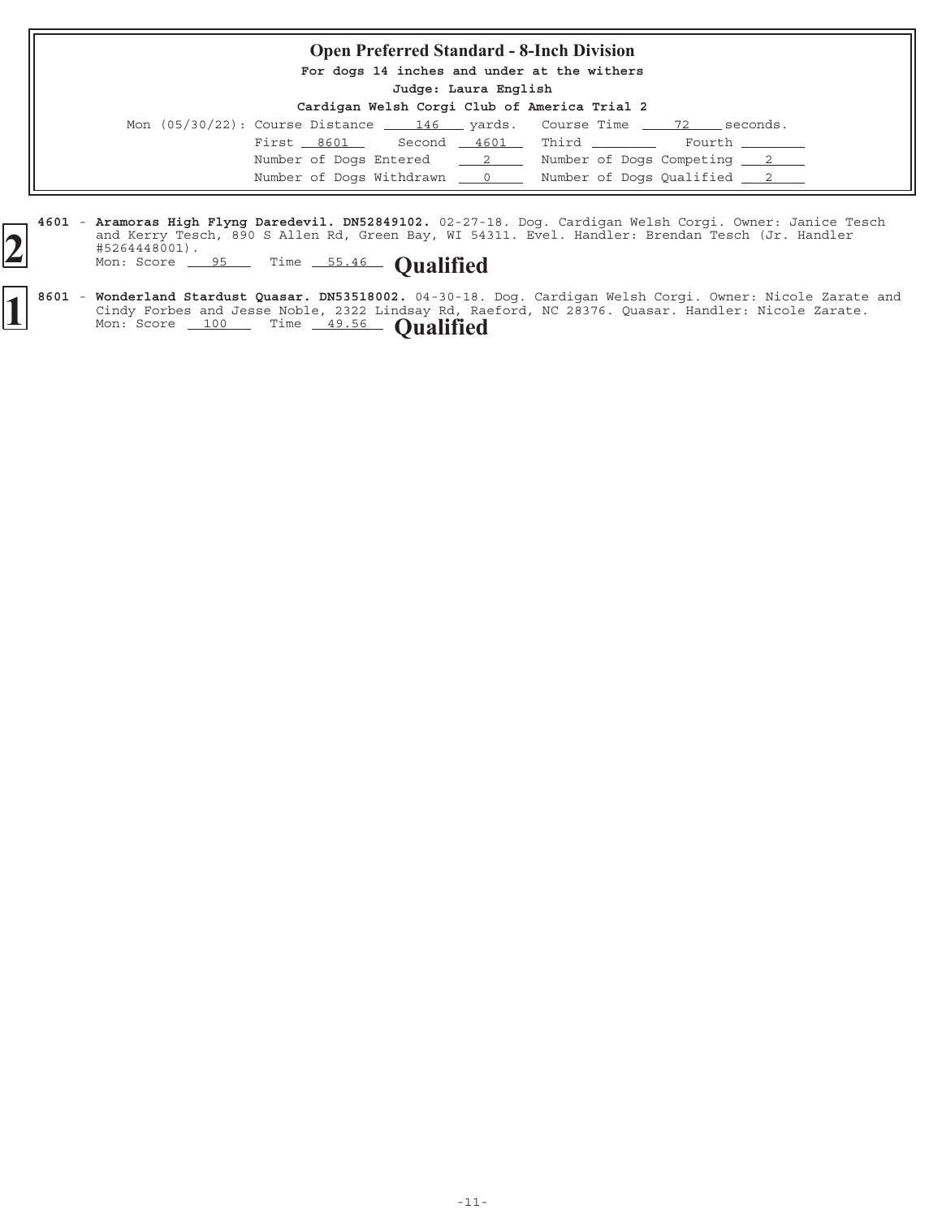## Open Preferred Standard - 8-Inch Division

**For dogs 14 inches and under at the withers**

**Judge: Laura English**

**Cardigan Welsh Corgi Club of America Trial 2**

Mon (05/30/22): Course Distance 146 yards. Course Time 72 seconds.

First 8601 Second 4601 Third ________ Fourth ________

Number of Dogs Entered 2 Number of Dogs Competing 2

Number of Dogs Withdrawn 0 Number of Dogs Qualified 2

**2**

**4601** - **Aramoras High Flyng Daredevil. DN52849102.** 02-27-18. Dog. Cardigan Welsh Corgi. Owner: Janice Tesch and Kerry Tesch, 890 S Allen Rd, Green Bay, WI 54311. Evel. Handler: Brendan Tesch (Jr. Handler #5264448001).
Mon: Score 95 Time 55.46 **Qualified**

**1**

**8601** - **Wonderland Stardust Quasar. DN53518002.** 04-30-18. Dog. Cardigan Welsh Corgi. Owner: Nicole Zarate and Cindy Forbes and Jesse Noble, 2322 Lindsay Rd, Raeford, NC 28376. Quasar. Handler: Nicole Zarate.
Mon: Score 100 Time 49.56 **Qualified**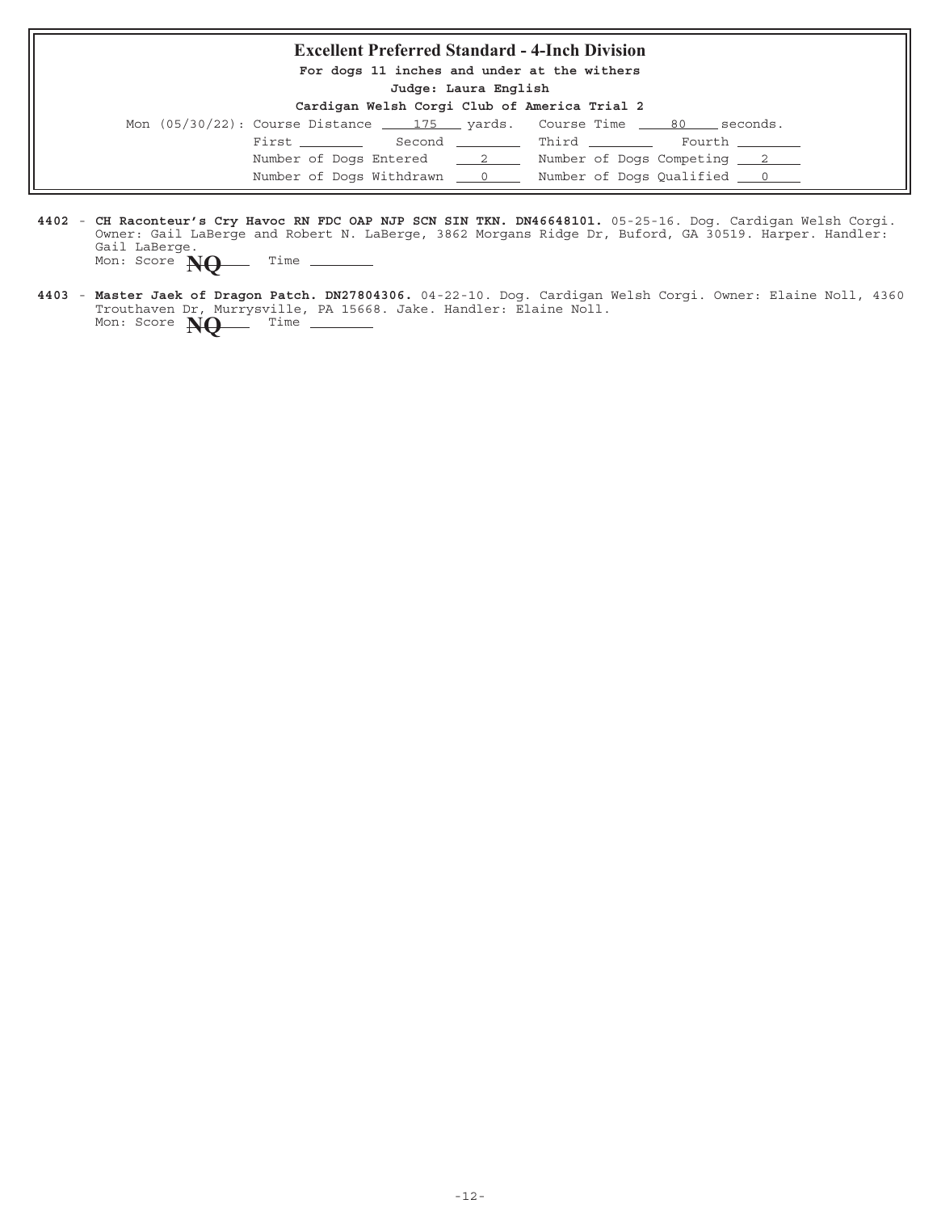## Excellent Preferred Standard - 4-Inch Division

**For dogs 11 inches and under at the withers**

**Judge: Laura English**

**Cardigan Welsh Corgi Club of America Trial 2**

Mon (05/30/22): Course Distance 175 yards. Course Time 80 seconds.

First ________ Second ________ Third ________ Fourth ________

Number of Dogs Entered 2 Number of Dogs Competing 2

Number of Dogs Withdrawn 0 Number of Dogs Qualified 0

**4402** - **CH Raconteur's Cry Havoc RN FDC OAP NJP SCN SIN TKN. DN46648101.** 05-25-16. Dog. Cardigan Welsh Corgi. Owner: Gail LaBerge and Robert N. LaBerge, 3862 Morgans Ridge Dr, Buford, GA 30519. Harper. Handler: Gail LaBerge.
Mon: Score **NQ** Time ________

**4403** - **Master Jaek of Dragon Patch. DN27804306.** 04-22-10. Dog. Cardigan Welsh Corgi. Owner: Elaine Noll, 4360 Trouthaven Dr, Murrysville, PA 15668. Jake. Handler: Elaine Noll.
Mon: Score **NQ** Time ________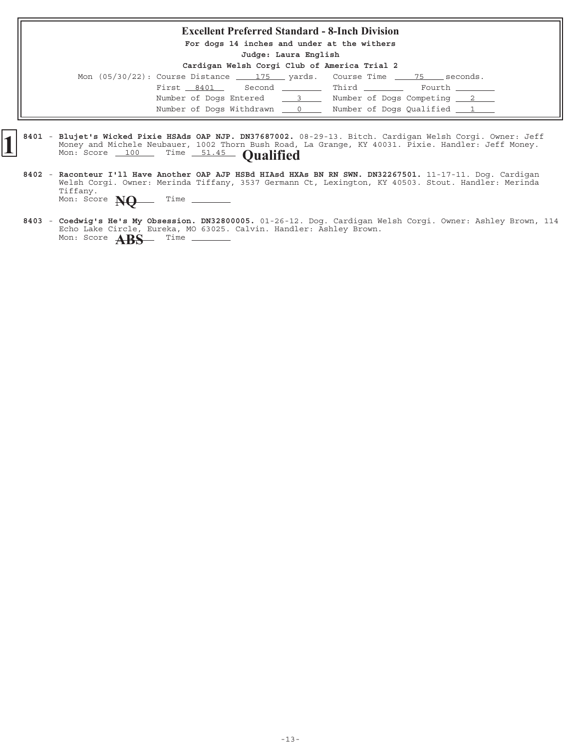## Excellent Preferred Standard - 8-Inch Division

**For dogs 14 inches and under at the withers**

**Judge: Laura English**

**Cardigan Welsh Corgi Club of America Trial 2**

Mon (05/30/22): Course Distance 175 yards. Course Time 75 seconds.

First 8401 Second ______ Third ______ Fourth ______

Number of Dogs Entered 3 Number of Dogs Competing 2

Number of Dogs Withdrawn 0 Number of Dogs Qualified 1

**1**

8401 - **Blujet's Wicked Pixie HSAds OAP NJP. DN37687002.** 08-29-13. Bitch. Cardigan Welsh Corgi. Owner: Jeff Money and Michele Neubauer, 1002 Thorn Bush Road, La Grange, KY 40031. Pixie. Handler: Jeff Money.
Mon: Score 100 Time 51.45 **Qualified**

8402 - **Raconteur I'll Have Another OAP AJP HSBd HIAsd HXAs BN RN SWN. DN32267501.** 11-17-11. Dog. Cardigan Welsh Corgi. Owner: Merinda Tiffany, 3537 Germann Ct, Lexington, KY 40503. Stout. Handler: Merinda Tiffany.
Mon: Score **NQ** Time ______

8403 - **Coedwig's He's My Obsession. DN32800005.** 01-26-12. Dog. Cardigan Welsh Corgi. Owner: Ashley Brown, 114 Echo Lake Circle, Eureka, MO 63025. Calvin. Handler: Ashley Brown.
Mon: Score **ABS** Time ______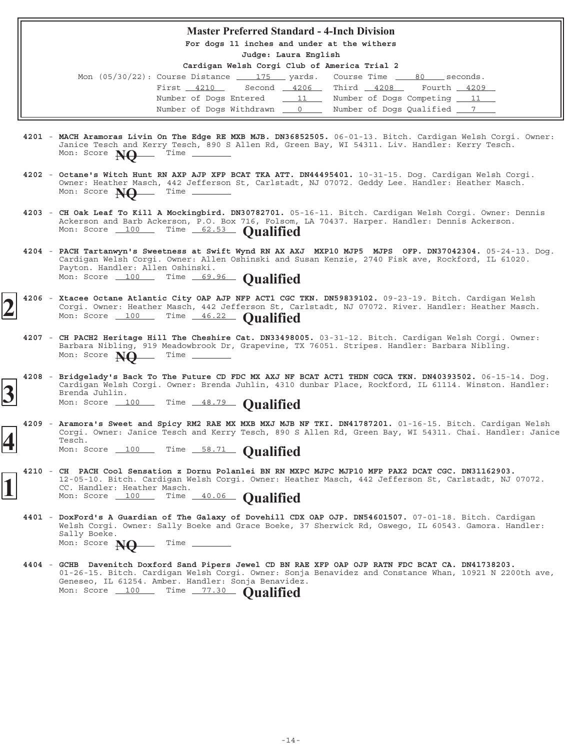## Master Preferred Standard - 4-Inch Division

**For dogs 11 inches and under at the withers**

**Judge: Laura English**

**Cardigan Welsh Corgi Club of America Trial 2**

Mon (05/30/22): Course Distance 175 yards. Course Time 80 seconds.

First 4210 Second 4206 Third 4208 Fourth 4209

Number of Dogs Entered 11 Number of Dogs Competing 11

Number of Dogs Withdrawn 0 Number of Dogs Qualified 7

---

**4201** - **MACH Aramoras Livin On The Edge RE MXB MJB. DN36852505.** 06-01-13. Bitch. Cardigan Welsh Corgi. Owner: Janice Tesch and Kerry Tesch, 890 S Allen Rd, Green Bay, WI 54311. Liv. Handler: Kerry Tesch.
Mon: Score **NQ** Time

**4202** - **Octane's Witch Hunt RN AXP AJP XFP BCAT TKA ATT. DN44495401.** 10-31-15. Dog. Cardigan Welsh Corgi. Owner: Heather Masch, 442 Jefferson St, Carlstadt, NJ 07072. Geddy Lee. Handler: Heather Masch.
Mon: Score **NQ** Time

**4203** - **CH Oak Leaf To Kill A Mockingbird. DN30782701.** 05-16-11. Bitch. Cardigan Welsh Corgi. Owner: Dennis Ackerson and Barb Ackerson, P.O. Box 716, Folsom, LA 70437. Harper. Handler: Dennis Ackerson.
Mon: Score 100 Time 62.53 **Qualified**

**4204** - **PACH Tartanwyn's Sweetness at Swift Wynd RN AX AXJ MXP10 MJP5 MJPS OFP. DN37042304.** 05-24-13. Dog. Cardigan Welsh Corgi. Owner: Allen Oshinski and Susan Kenzie, 2740 Fisk ave, Rockford, IL 61020. Payton. Handler: Allen Oshinski.
Mon: Score 100 Time 69.96 **Qualified**

**2** **4206** - **Xtacee Octane Atlantic City OAP AJP NFP ACT1 CGC TKN. DN59839102.** 09-23-19. Bitch. Cardigan Welsh Corgi. Owner: Heather Masch, 442 Jefferson St, Carlstadt, NJ 07072. River. Handler: Heather Masch.
Mon: Score 100 Time 46.22 **Qualified**

**4207** - **CH PACH2 Heritage Hill The Cheshire Cat. DN33498005.** 03-31-12. Bitch. Cardigan Welsh Corgi. Owner: Barbara Nibling, 919 Meadowbrook Dr, Grapevine, TX 76051. Stripes. Handler: Barbara Nibling.
Mon: Score **NQ** Time

**3** **4208** - **Bridgelady's Back To The Future CD FDC MX AXJ NF BCAT ACT1 THDN CGCA TKN. DN40393502.** 06-15-14. Dog. Cardigan Welsh Corgi. Owner: Brenda Juhlin, 4310 dunbar Place, Rockford, IL 61114. Winston. Handler: Brenda Juhlin.
Mon: Score 100 Time 48.79 **Qualified**

**4** **4209** - **Aramora's Sweet and Spicy RM2 RAE MX MXB MXJ MJB NF TKI. DN41787201.** 01-16-15. Bitch. Cardigan Welsh Corgi. Owner: Janice Tesch and Kerry Tesch, 890 S Allen Rd, Green Bay, WI 54311. Chai. Handler: Janice Tesch.
Mon: Score 100 Time 58.71 **Qualified**

**1** **4210** - **CH PACH Cool Sensation z Dornu Polanlei BN RN MXPC MJPC MJP10 MFP PAX2 DCAT CGC. DN31162903.** 12-05-10. Bitch. Cardigan Welsh Corgi. Owner: Heather Masch, 442 Jefferson St, Carlstadt, NJ 07072. CC. Handler: Heather Masch.
Mon: Score 100 Time 40.06 **Qualified**

**4401** - **DoxFord's A Guardian of The Galaxy of Dovehill CDX OAP OJP. DN54601507.** 07-01-18. Bitch. Cardigan Welsh Corgi. Owner: Sally Boeke and Grace Boeke, 37 Sherwick Rd, Oswego, IL 60543. Gamora. Handler: Sally Boeke.
Mon: Score **NQ** Time

**4404** - **GCHB Davenitch Doxford Sand Pipers Jewel CD BN RAE XFP OAP OJP RATN FDC BCAT CA. DN41738203.** 01-26-15. Bitch. Cardigan Welsh Corgi. Owner: Sonja Benavidez and Constance Whan, 10921 N 2200th ave, Geneseo, IL 61254. Amber. Handler: Sonja Benavidez.
Mon: Score 100 Time 77.30 **Qualified**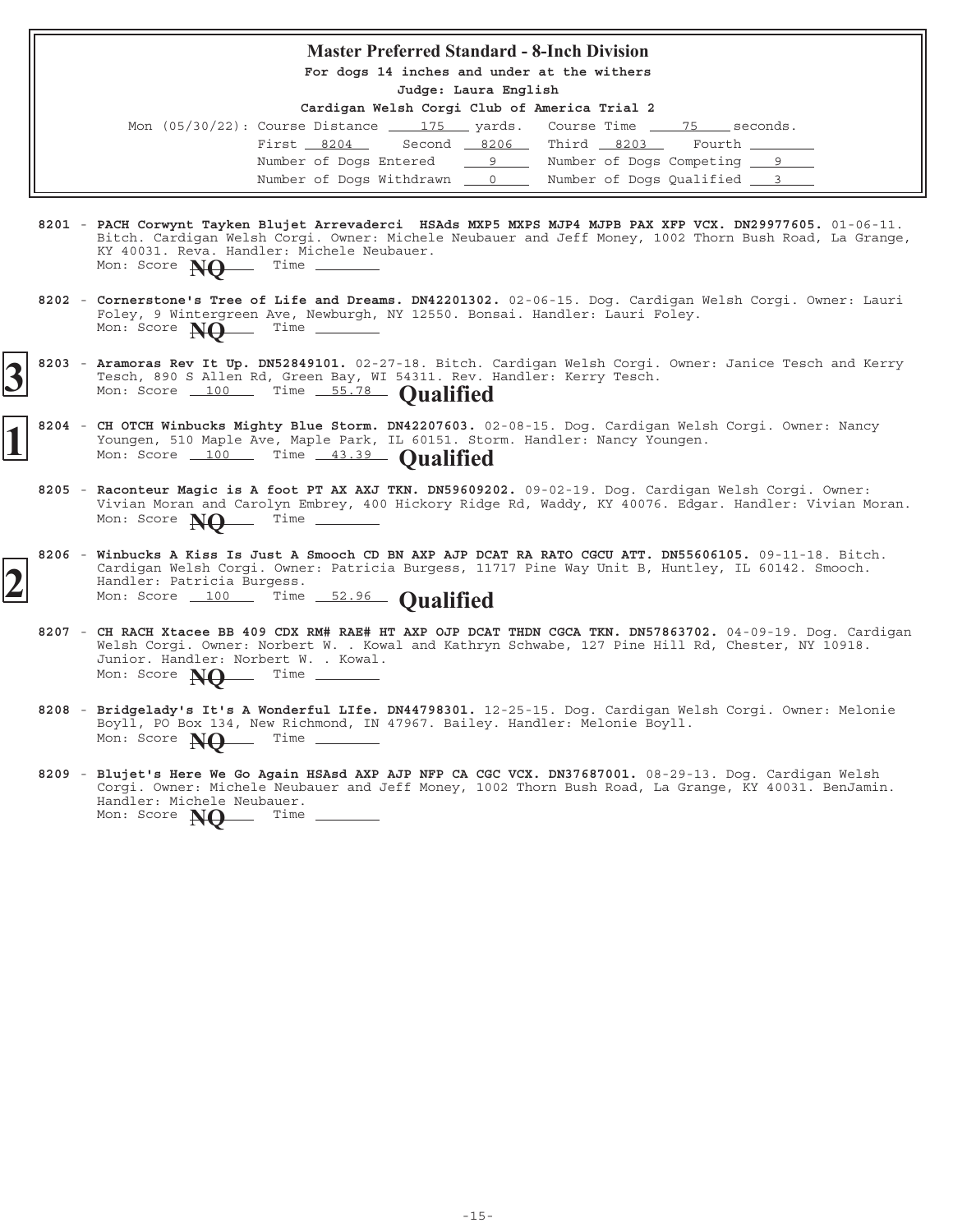## Master Preferred Standard - 8-Inch Division

**For dogs 14 inches and under at the withers**

**Judge: Laura English**

**Cardigan Welsh Corgi Club of America Trial 2**

Mon (05/30/22): Course Distance 175 yards. Course Time 75 seconds.

First 8204 Second 8206 Third 8203 Fourth ______

Number of Dogs Entered 9 Number of Dogs Competing 9

Number of Dogs Withdrawn 0 Number of Dogs Qualified 3

---

8201 - **PACH Corwynt Tayken Blujet Arrevaderci HSAds MXP5 MXPS MJP4 MJPB PAX XFP VCX. DN29977605.** 01-06-11. Bitch. Cardigan Welsh Corgi. Owner: Michele Neubauer and Jeff Money, 1002 Thorn Bush Road, La Grange, KY 40031. Reva. Handler: Michele Neubauer.
Mon: Score **NQ** Time ______

8202 - **Cornerstone's Tree of Life and Dreams. DN42201302.** 02-06-15. Dog. Cardigan Welsh Corgi. Owner: Lauri Foley, 9 Wintergreen Ave, Newburgh, NY 12550. Bonsai. Handler: Lauri Foley.
Mon: Score **NQ** Time ______

**3** 8203 - **Aramoras Rev It Up. DN52849101.** 02-27-18. Bitch. Cardigan Welsh Corgi. Owner: Janice Tesch and Kerry Tesch, 890 S Allen Rd, Green Bay, WI 54311. Rev. Handler: Kerry Tesch.
Mon: Score 100 Time 55.78 **Qualified**

**1** 8204 - **CH OTCH Winbucks Mighty Blue Storm. DN42207603.** 02-08-15. Dog. Cardigan Welsh Corgi. Owner: Nancy Youngen, 510 Maple Ave, Maple Park, IL 60151. Storm. Handler: Nancy Youngen.
Mon: Score 100 Time 43.39 **Qualified**

8205 - **Raconteur Magic is A foot PT AX AXJ TKN. DN59609202.** 09-02-19. Dog. Cardigan Welsh Corgi. Owner: Vivian Moran and Carolyn Embrey, 400 Hickory Ridge Rd, Waddy, KY 40076. Edgar. Handler: Vivian Moran.
Mon: Score **NQ** Time ______

**2** 8206 - **Winbucks A Kiss Is Just A Smooch CD BN AXP AJP DCAT RA RATO CGCU ATT. DN55606105.** 09-11-18. Bitch. Cardigan Welsh Corgi. Owner: Patricia Burgess, 11717 Pine Way Unit B, Huntley, IL 60142. Smooch. Handler: Patricia Burgess.
Mon: Score 100 Time 52.96 **Qualified**

8207 - **CH RACH Xtacee BB 409 CDX RM# RAE# HT AXP OJP DCAT THDN CGCA TKN. DN57863702.** 04-09-19. Dog. Cardigan Welsh Corgi. Owner: Norbert W. . Kowal and Kathryn Schwabe, 127 Pine Hill Rd, Chester, NY 10918. Junior. Handler: Norbert W. . Kowal.
Mon: Score **NQ** Time ______

8208 - **Bridgelady's It's A Wonderful LIfe. DN44798301.** 12-25-15. Dog. Cardigan Welsh Corgi. Owner: Melonie Boyll, PO Box 134, New Richmond, IN 47967. Bailey. Handler: Melonie Boyll.
Mon: Score **NQ** Time ______

8209 - **Blujet's Here We Go Again HSAsd AXP AJP NFP CA CGC VCX. DN37687001.** 08-29-13. Dog. Cardigan Welsh Corgi. Owner: Michele Neubauer and Jeff Money, 1002 Thorn Bush Road, La Grange, KY 40031. BenJamin. Handler: Michele Neubauer.
Mon: Score **NQ** Time ______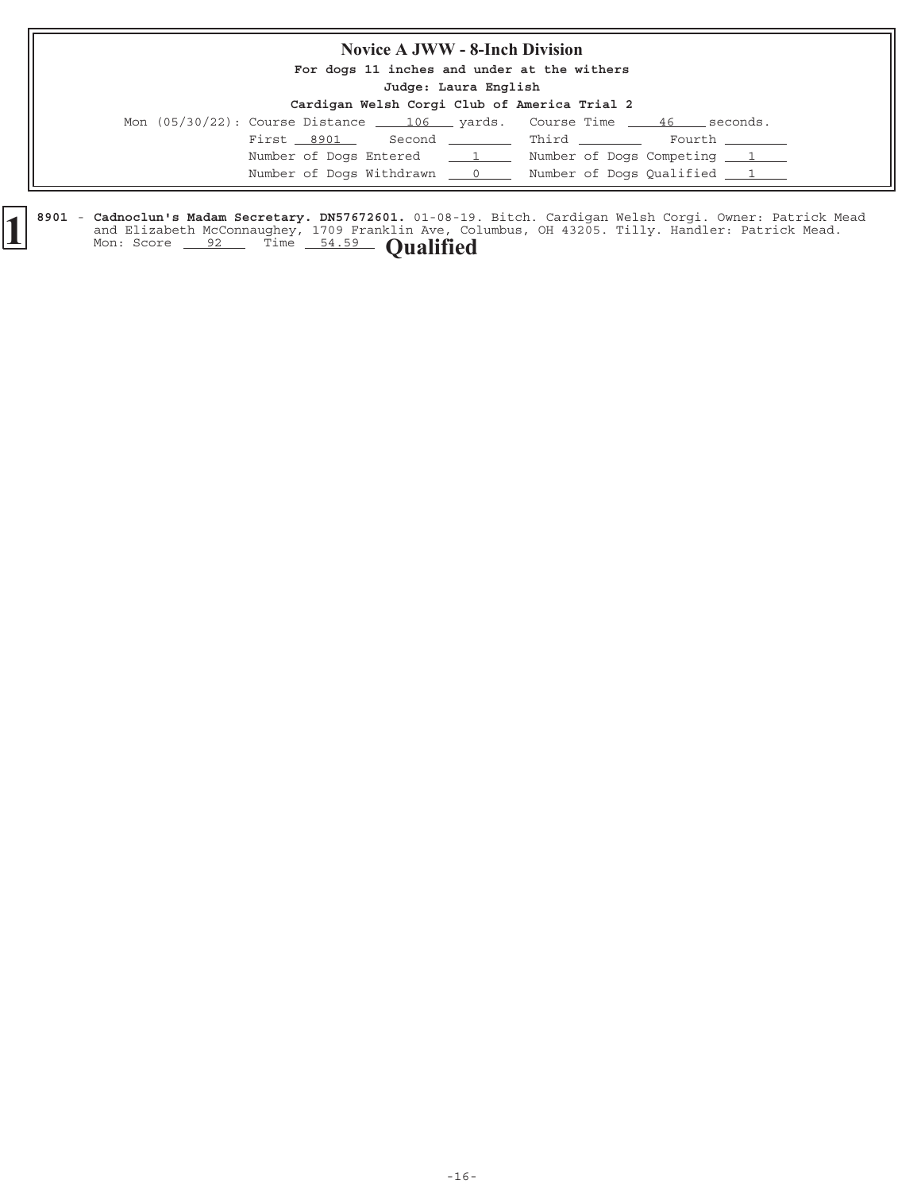## Novice A JWW - 8-Inch Division

**For dogs 11 inches and under at the withers**

**Judge: Laura English**

**Cardigan Welsh Corgi Club of America Trial 2**

Mon (05/30/22): Course Distance 106 yards. Course Time 46 seconds.

First 8901 Second ______ Third ______ Fourth ______

Number of Dogs Entered 1 Number of Dogs Competing 1

Number of Dogs Withdrawn 0 Number of Dogs Qualified 1

**1** **8901** - **Cadnoclun's Madam Secretary. DN57672601.** 01-08-19. Bitch. Cardigan Welsh Corgi. Owner: Patrick Mead and Elizabeth McConnaughey, 1709 Franklin Ave, Columbus, OH 43205. Tilly. Handler: Patrick Mead.
Mon: Score 92 Time 54.59 **Qualified**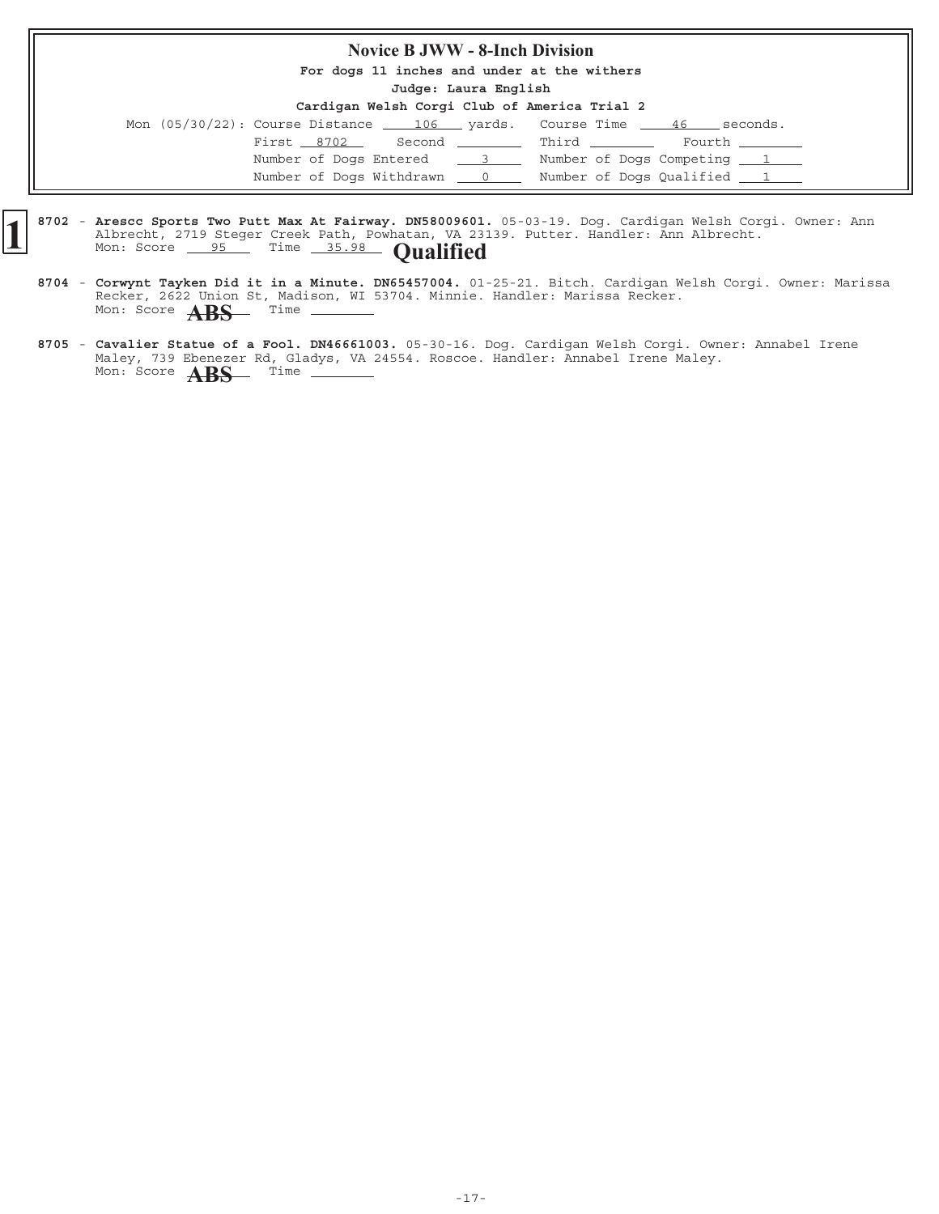## Novice B JWW - 8-Inch Division

**For dogs 11 inches and under at the withers**

**Judge: Laura English**

**Cardigan Welsh Corgi Club of America Trial 2**

Mon (05/30/22): Course Distance 106 yards. Course Time 46 seconds.

First 8702 Second ______ Third ______ Fourth ______

Number of Dogs Entered 3 Number of Dogs Competing 1

Number of Dogs Withdrawn 0 Number of Dogs Qualified 1

**1**

8702 - **Arescc Sports Two Putt Max At Fairway. DN58009601.** 05-03-19. Dog. Cardigan Welsh Corgi. Owner: Ann Albrecht, 2719 Steger Creek Path, Powhatan, VA 23139. Putter. Handler: Ann Albrecht.
Mon: Score 95 Time 35.98 **Qualified**

8704 - **Corwynt Tayken Did it in a Minute. DN65457004.** 01-25-21. Bitch. Cardigan Welsh Corgi. Owner: Marissa Recker, 2622 Union St, Madison, WI 53704. Minnie. Handler: Marissa Recker.
Mon: Score **ABS** Time ______

8705 - **Cavalier Statue of a Fool. DN46661003.** 05-30-16. Dog. Cardigan Welsh Corgi. Owner: Annabel Irene Maley, 739 Ebenezer Rd, Gladys, VA 24554. Roscoe. Handler: Annabel Irene Maley.
Mon: Score **ABS** Time ______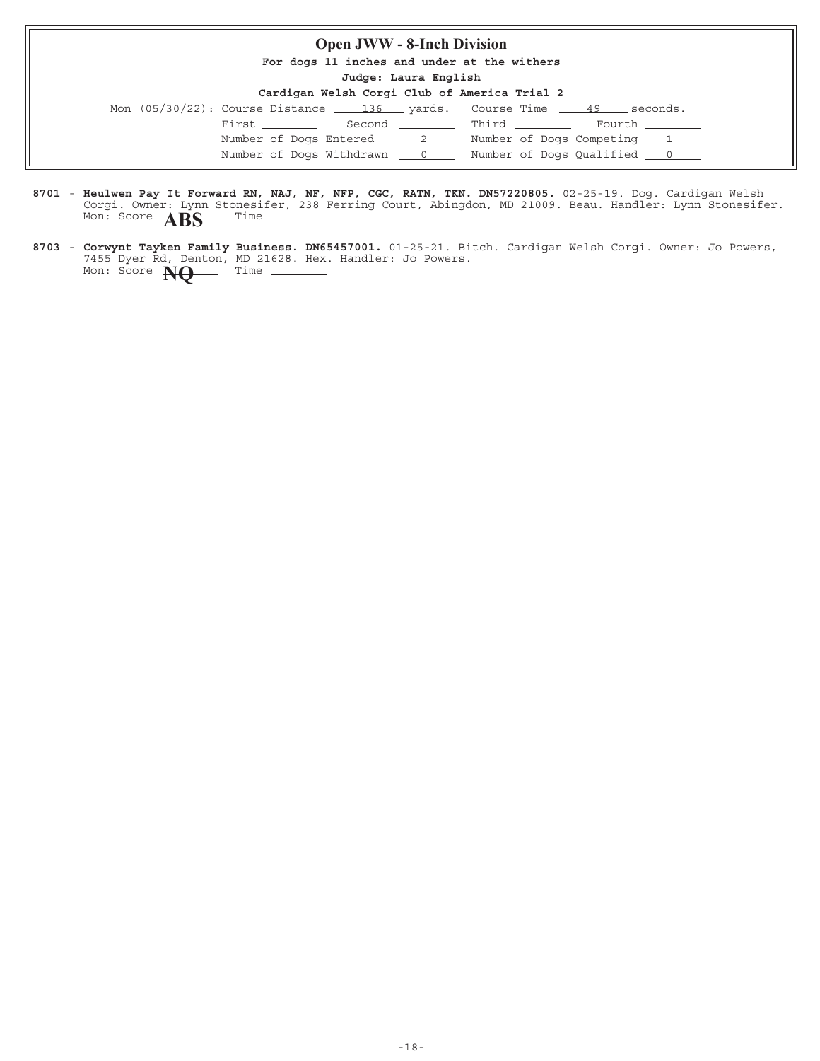## Open JWW - 8-Inch Division

**For dogs 11 inches and under at the withers**

**Judge: Laura English**

**Cardigan Welsh Corgi Club of America Trial 2**

Mon (05/30/22): Course Distance 136 yards. Course Time 49 seconds.

First ________ Second ________ Third ________ Fourth ________

Number of Dogs Entered 2 Number of Dogs Competing 1

Number of Dogs Withdrawn 0 Number of Dogs Qualified 0

**8701** - **Heulwen Pay It Forward RN, NAJ, NF, NFP, CGC, RATN, TKN. DN57220805.** 02-25-19. Dog. Cardigan Welsh Corgi. Owner: Lynn Stonesifer, 238 Ferring Court, Abingdon, MD 21009. Beau. Handler: Lynn Stonesifer.
Mon: Score **ABS** Time ________

**8703** - **Corwynt Tayken Family Business. DN65457001.** 01-25-21. Bitch. Cardigan Welsh Corgi. Owner: Jo Powers, 7455 Dyer Rd, Denton, MD 21628. Hex. Handler: Jo Powers.
Mon: Score **NQ** Time ________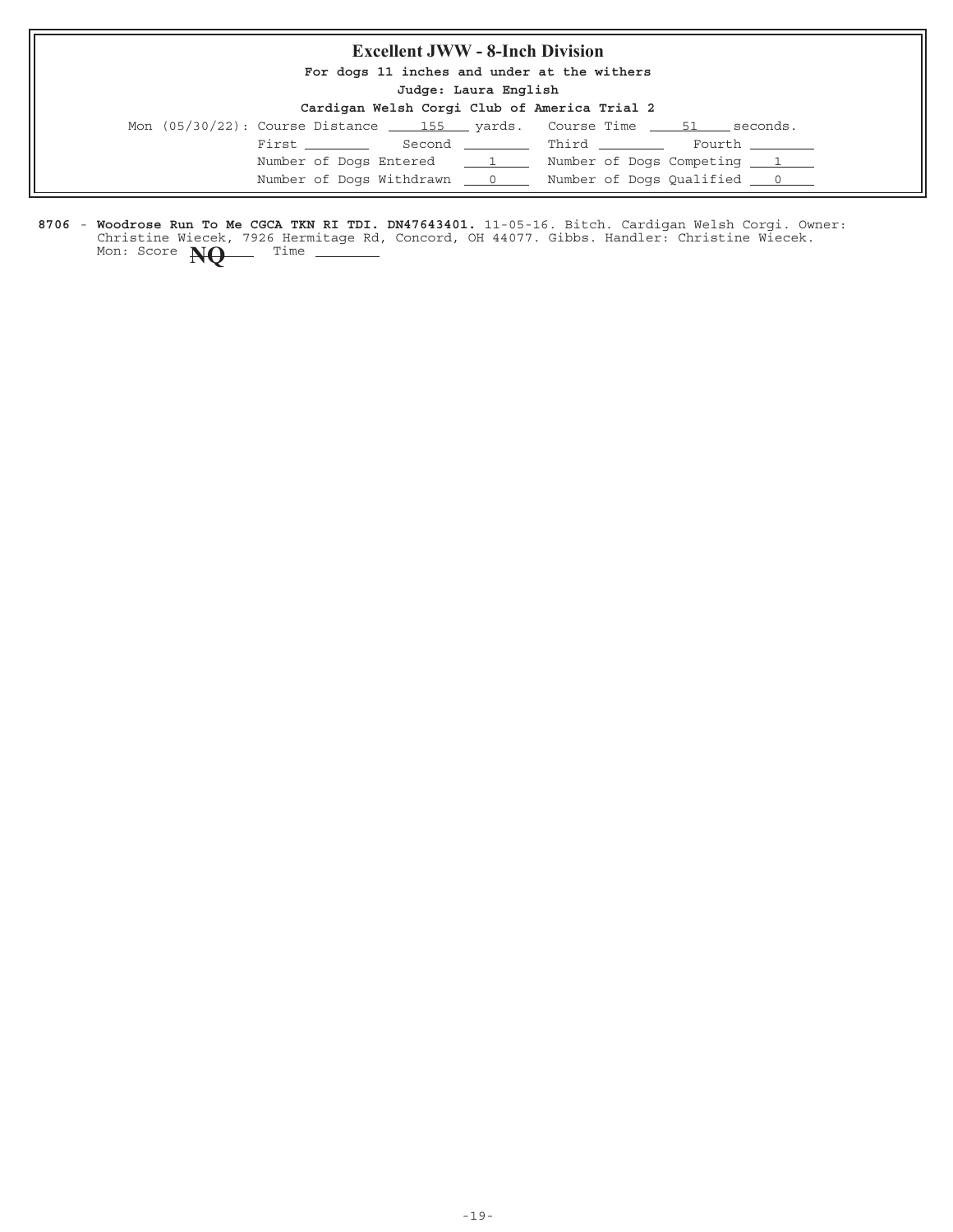## Excellent JWW - 8-Inch Division

**For dogs 11 inches and under at the withers**

**Judge: Laura English**

**Cardigan Welsh Corgi Club of America Trial 2**

Mon (05/30/22): Course Distance 155 yards. Course Time 51 seconds.

First ______ Second ______ Third ______ Fourth ______

Number of Dogs Entered 1 Number of Dogs Competing 1

Number of Dogs Withdrawn 0 Number of Dogs Qualified 0

**8706** - **Woodrose Run To Me CGCA TKN RI TDI. DN47643401.** 11-05-16. Bitch. Cardigan Welsh Corgi. Owner: Christine Wiecek, 7926 Hermitage Rd, Concord, OH 44077. Gibbs. Handler: Christine Wiecek.
Mon: Score **NQ** Time ______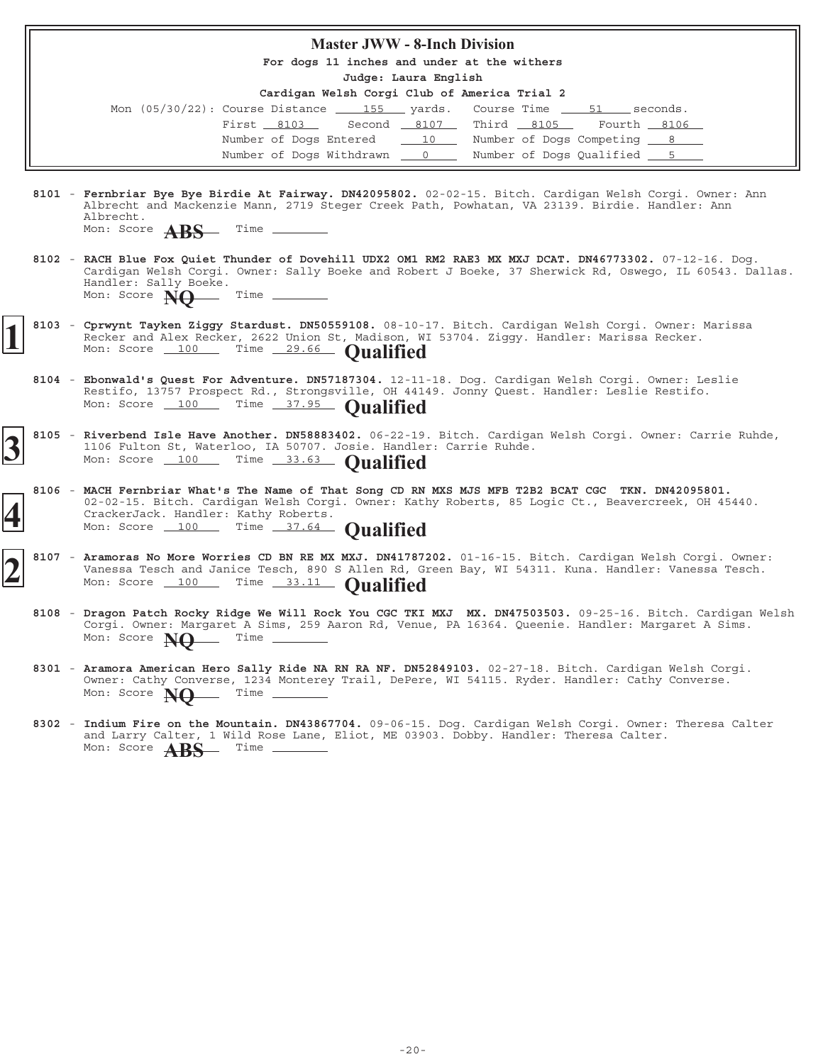## Master JWW - 8-Inch Division

**For dogs 11 inches and under at the withers**

**Judge: Laura English**

**Cardigan Welsh Corgi Club of America Trial 2**

Mon (05/30/22): Course Distance 155 yards. Course Time 51 seconds.

First 8103 Second 8107 Third 8105 Fourth 8106

Number of Dogs Entered 10 Number of Dogs Competing 8

Number of Dogs Withdrawn 0 Number of Dogs Qualified 5

8101 - **Fernbriar Bye Bye Birdie At Fairway. DN42095802.** 02-02-15. Bitch. Cardigan Welsh Corgi. Owner: Ann Albrecht and Mackenzie Mann, 2719 Steger Creek Path, Powhatan, VA 23139. Birdie. Handler: Ann Albrecht.
Mon: Score **ABS** Time

8102 - **RACH Blue Fox Quiet Thunder of Dovehill UDX2 OM1 RM2 RAE3 MX MXJ DCAT. DN46773302.** 07-12-16. Dog. Cardigan Welsh Corgi. Owner: Sally Boeke and Robert J Boeke, 37 Sherwick Rd, Oswego, IL 60543. Dallas. Handler: Sally Boeke.
Mon: Score **NQ** Time

**1** 8103 - **Cprwynt Tayken Ziggy Stardust. DN50559108.** 08-10-17. Bitch. Cardigan Welsh Corgi. Owner: Marissa Recker and Alex Recker, 2622 Union St, Madison, WI 53704. Ziggy. Handler: Marissa Recker.
Mon: Score 100 Time 29.66 **Qualified**

8104 - **Ebonwald's Quest For Adventure. DN57187304.** 12-11-18. Dog. Cardigan Welsh Corgi. Owner: Leslie Restifo, 13757 Prospect Rd., Strongsville, OH 44149. Jonny Quest. Handler: Leslie Restifo.
Mon: Score 100 Time 37.95 **Qualified**

**3** 8105 - **Riverbend Isle Have Another. DN58883402.** 06-22-19. Bitch. Cardigan Welsh Corgi. Owner: Carrie Ruhde, 1106 Fulton St, Waterloo, IA 50707. Josie. Handler: Carrie Ruhde.
Mon: Score 100 Time 33.63 **Qualified**

**4** 8106 - **MACH Fernbriar What's The Name of That Song CD RN MXS MJS MFB T2B2 BCAT CGC TKN. DN42095801.** 02-02-15. Bitch. Cardigan Welsh Corgi. Owner: Kathy Roberts, 85 Logic Ct., Beavercreek, OH 45440. CrackerJack. Handler: Kathy Roberts.
Mon: Score 100 Time 37.64 **Qualified**

**2** 8107 - **Aramoras No More Worries CD BN RE MX MXJ. DN41787202.** 01-16-15. Bitch. Cardigan Welsh Corgi. Owner: Vanessa Tesch and Janice Tesch, 890 S Allen Rd, Green Bay, WI 54311. Kuna. Handler: Vanessa Tesch.
Mon: Score 100 Time 33.11 **Qualified**

8108 - **Dragon Patch Rocky Ridge We Will Rock You CGC TKI MXJ MX. DN47503503.** 09-25-16. Bitch. Cardigan Welsh Corgi. Owner: Margaret A Sims, 259 Aaron Rd, Venue, PA 16364. Queenie. Handler: Margaret A Sims.
Mon: Score **NQ** Time

8301 - **Aramora American Hero Sally Ride NA RN RA NF. DN52849103.** 02-27-18. Bitch. Cardigan Welsh Corgi. Owner: Cathy Converse, 1234 Monterey Trail, DePere, WI 54115. Ryder. Handler: Cathy Converse.
Mon: Score **NQ** Time

8302 - **Indium Fire on the Mountain. DN43867704.** 09-06-15. Dog. Cardigan Welsh Corgi. Owner: Theresa Calter and Larry Calter, 1 Wild Rose Lane, Eliot, ME 03903. Dobby. Handler: Theresa Calter.
Mon: Score **ABS** Time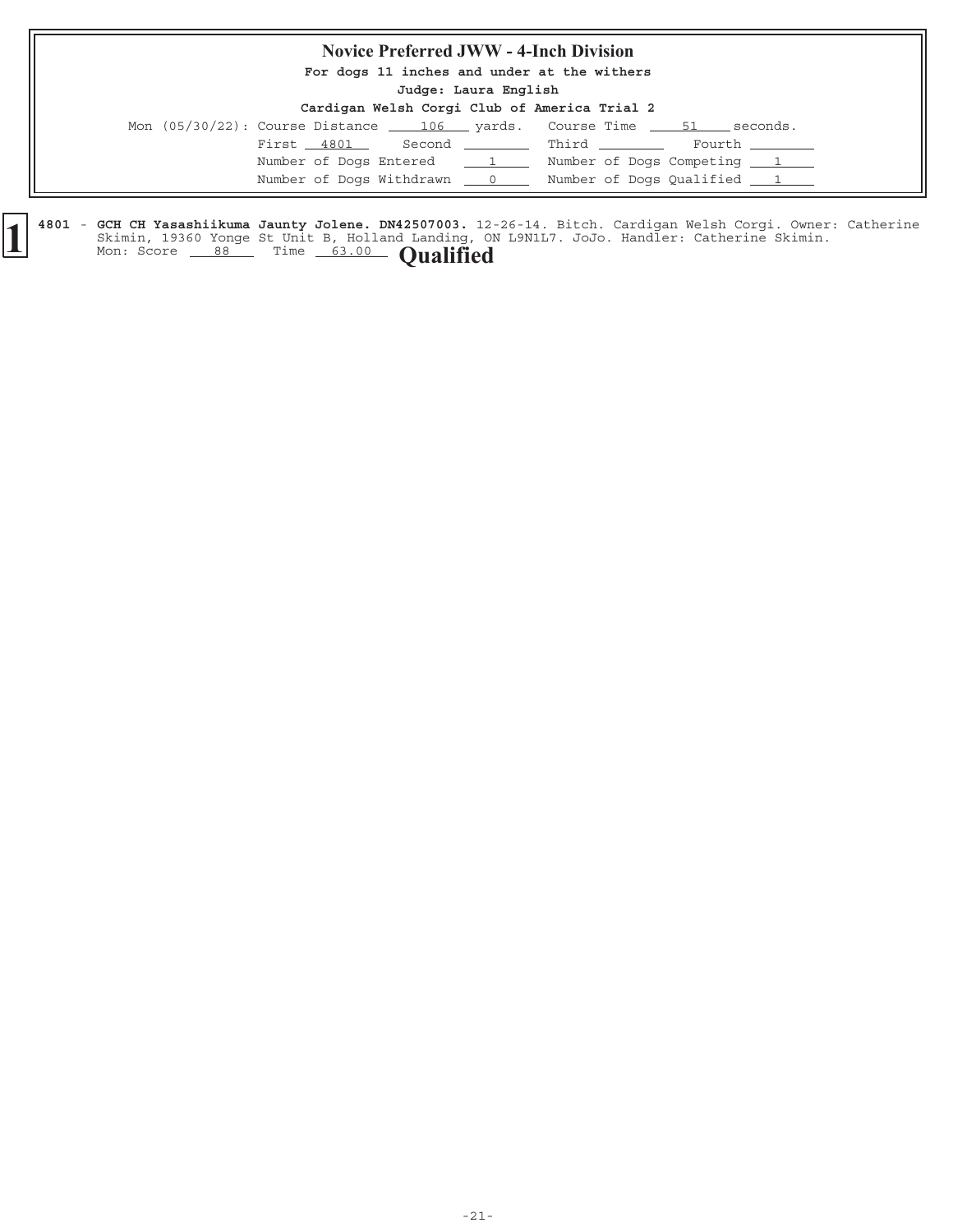## Novice Preferred JWW - 4-Inch Division

**For dogs 11 inches and under at the withers**

**Judge: Laura English**

**Cardigan Welsh Corgi Club of America Trial 2**

Mon (05/30/22): Course Distance 106 yards. Course Time 51 seconds.

First 4801 Second \_\_\_\_ Third \_\_\_\_ Fourth \_\_\_\_

Number of Dogs Entered 1 Number of Dogs Competing 1

Number of Dogs Withdrawn 0 Number of Dogs Qualified 1

**1** 4801 - **GCH CH Yasashiikuma Jaunty Jolene. DN42507003.** 12-26-14. Bitch. Cardigan Welsh Corgi. Owner: Catherine Skimin, 19360 Yonge St Unit B, Holland Landing, ON L9N1L7. JoJo. Handler: Catherine Skimin.
Mon: Score 88 Time 63.00 **Qualified**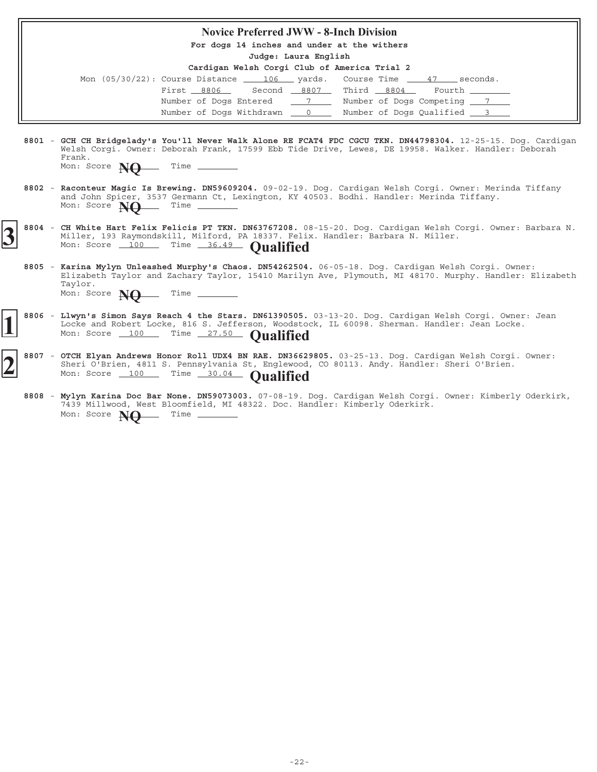## Novice Preferred JWW - 8-Inch Division

**For dogs 14 inches and under at the withers**

**Judge: Laura English**

**Cardigan Welsh Corgi Club of America Trial 2**

Mon (05/30/22): Course Distance 106 yards. Course Time 47 seconds.

First 8806 Second 8807 Third 8804 Fourth ________

Number of Dogs Entered 7 Number of Dogs Competing 7

Number of Dogs Withdrawn 0 Number of Dogs Qualified 3

**8801** - **GCH CH Bridgelady's You'll Never Walk Alone RE FCAT4 FDC CGCU TKN. DN44798304.** 12-25-15. Dog. Cardigan Welsh Corgi. Owner: Deborah Frank, 17599 Ebb Tide Drive, Lewes, DE 19958. Walker. Handler: Deborah Frank.
Mon: Score **NQ** Time ________

**8802** - **Raconteur Magic Is Brewing. DN59609204.** 09-02-19. Dog. Cardigan Welsh Corgi. Owner: Merinda Tiffany and John Spicer, 3537 Germann Ct, Lexington, KY 40503. Bodhi. Handler: Merinda Tiffany.
Mon: Score **NQ** Time ________

**3** **8804** - **CH White Hart Felix Felicis PT TKN. DN63767208.** 08-15-20. Dog. Cardigan Welsh Corgi. Owner: Barbara N. Miller, 193 Raymondskill, Milford, PA 18337. Felix. Handler: Barbara N. Miller.
Mon: Score 100 Time 36.49 **Qualified**

**8805** - **Karina Mylyn Unleashed Murphy's Chaos. DN54262504.** 06-05-18. Dog. Cardigan Welsh Corgi. Owner: Elizabeth Taylor and Zachary Taylor, 15410 Marilyn Ave, Plymouth, MI 48170. Murphy. Handler: Elizabeth Taylor.
Mon: Score **NQ** Time ________

**1** **8806** - **Llwyn's Simon Says Reach 4 the Stars. DN61390505.** 03-13-20. Dog. Cardigan Welsh Corgi. Owner: Jean Locke and Robert Locke, 816 S. Jefferson, Woodstock, IL 60098. Sherman. Handler: Jean Locke.
Mon: Score 100 Time 27.50 **Qualified**

**2** **8807** - **OTCH Elyan Andrews Honor Roll UDX4 BN RAE. DN36629805.** 03-25-13. Dog. Cardigan Welsh Corgi. Owner: Sheri O'Brien, 4811 S. Pennsylvania St, Englewood, CO 80113. Andy. Handler: Sheri O'Brien.
Mon: Score 100 Time 30.04 **Qualified**

**8808** - **Mylyn Karina Doc Bar None. DN59073003.** 07-08-19. Dog. Cardigan Welsh Corgi. Owner: Kimberly Oderkirk, 7439 Millwood, West Bloomfield, MI 48322. Doc. Handler: Kimberly Oderkirk.
Mon: Score **NQ** Time ________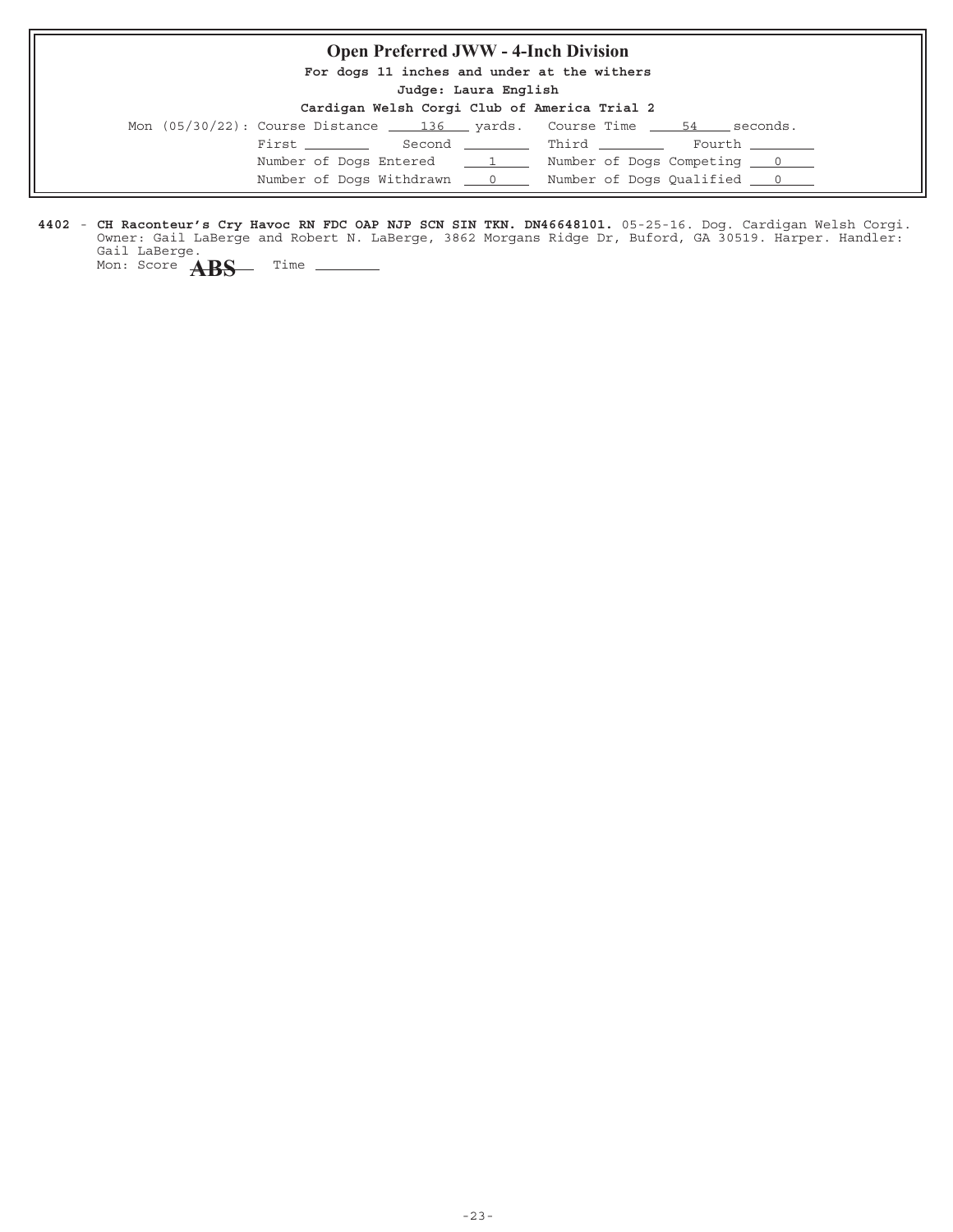## Open Preferred JWW - 4-Inch Division

**For dogs 11 inches and under at the withers**

**Judge: Laura English**

**Cardigan Welsh Corgi Club of America Trial 2**

Mon (05/30/22): Course Distance 136 yards. Course Time 54 seconds.

First ________ Second ________ Third ________ Fourth ________

Number of Dogs Entered 1 Number of Dogs Competing 0

Number of Dogs Withdrawn 0 Number of Dogs Qualified 0

**4402** - **CH Raconteur's Cry Havoc RN FDC OAP NJP SCN SIN TKN. DN46648101.** 05-25-16. Dog. Cardigan Welsh Corgi. Owner: Gail LaBerge and Robert N. LaBerge, 3862 Morgans Ridge Dr, Buford, GA 30519. Harper. Handler: Gail LaBerge.

Mon: Score **ABS** Time ________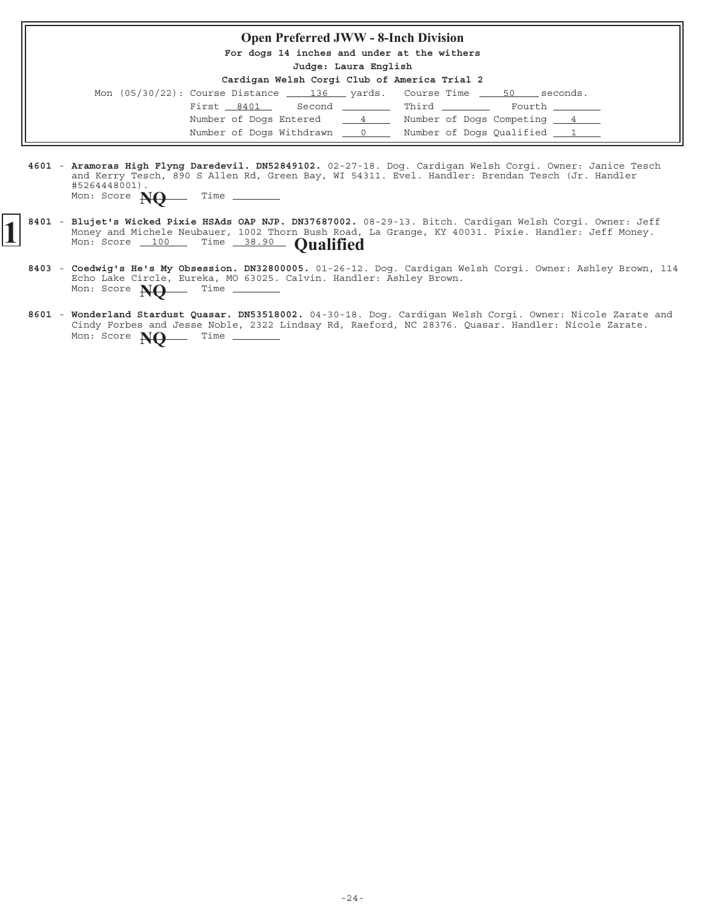## Open Preferred JWW - 8-Inch Division

**For dogs 14 inches and under at the withers**

**Judge: Laura English**

**Cardigan Welsh Corgi Club of America Trial 2**

Mon (05/30/22): Course Distance 136 yards. Course Time 50 seconds.

First 8401 Second ____ Third ____ Fourth ____

Number of Dogs Entered 4 Number of Dogs Competing 4

Number of Dogs Withdrawn 0 Number of Dogs Qualified 1

**4601** - **Aramoras High Flyng Daredevil. DN52849102.** 02-27-18. Dog. Cardigan Welsh Corgi. Owner: Janice Tesch and Kerry Tesch, 890 S Allen Rd, Green Bay, WI 54311. Evel. Handler: Brendan Tesch (Jr. Handler #5264448001).
Mon: Score **NQ** Time ____

**1** **8401** - **Blujet's Wicked Pixie HSAds OAP NJP. DN37687002.** 08-29-13. Bitch. Cardigan Welsh Corgi. Owner: Jeff Money and Michele Neubauer, 1002 Thorn Bush Road, La Grange, KY 40031. Pixie. Handler: Jeff Money.
Mon: Score 100 Time 38.90 **Qualified**

**8403** - **Coedwig's He's My Obsession. DN32800005.** 01-26-12. Dog. Cardigan Welsh Corgi. Owner: Ashley Brown, 114 Echo Lake Circle, Eureka, MO 63025. Calvin. Handler: Ashley Brown.
Mon: Score **NQ** Time ____

**8601** - **Wonderland Stardust Quasar. DN53518002.** 04-30-18. Dog. Cardigan Welsh Corgi. Owner: Nicole Zarate and Cindy Forbes and Jesse Noble, 2322 Lindsay Rd, Raeford, NC 28376. Quasar. Handler: Nicole Zarate.
Mon: Score **NQ** Time ____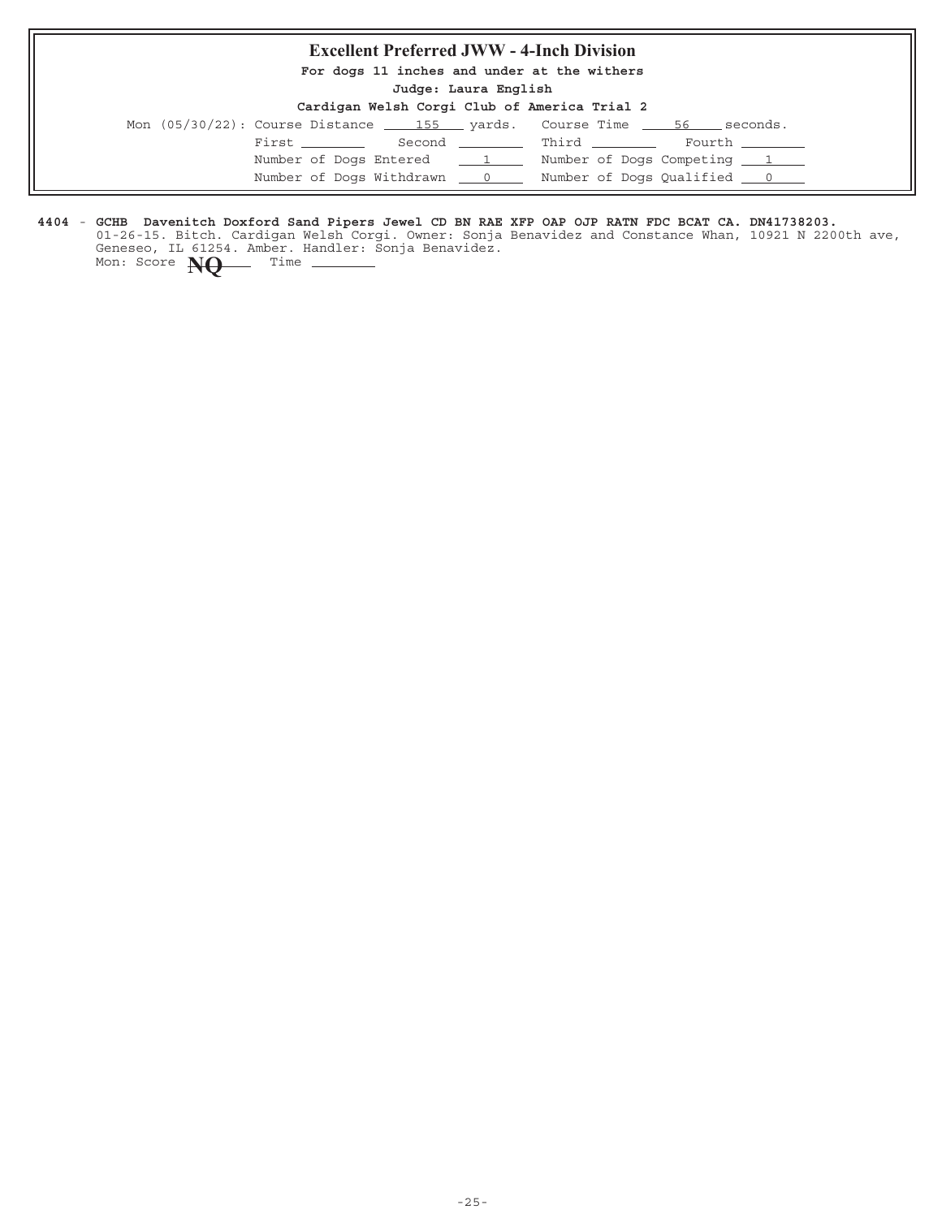## Excellent Preferred JWW - 4-Inch Division

**For dogs 11 inches and under at the withers**

**Judge: Laura English**

**Cardigan Welsh Corgi Club of America Trial 2**

Mon (05/30/22): Course Distance 155 yards. Course Time 56 seconds.

First ________ Second ________ Third ________ Fourth ________

Number of Dogs Entered 1 Number of Dogs Competing 1

Number of Dogs Withdrawn 0 Number of Dogs Qualified 0

**4404** - **GCHB Davenitch Doxford Sand Pipers Jewel CD BN RAE XFP OAP OJP RATN FDC BCAT CA. DN41738203.** 01-26-15. Bitch. Cardigan Welsh Corgi. Owner: Sonja Benavidez and Constance Whan, 10921 N 2200th ave, Geneseo, IL 61254. Amber. Handler: Sonja Benavidez.
Mon: Score **NQ** Time ________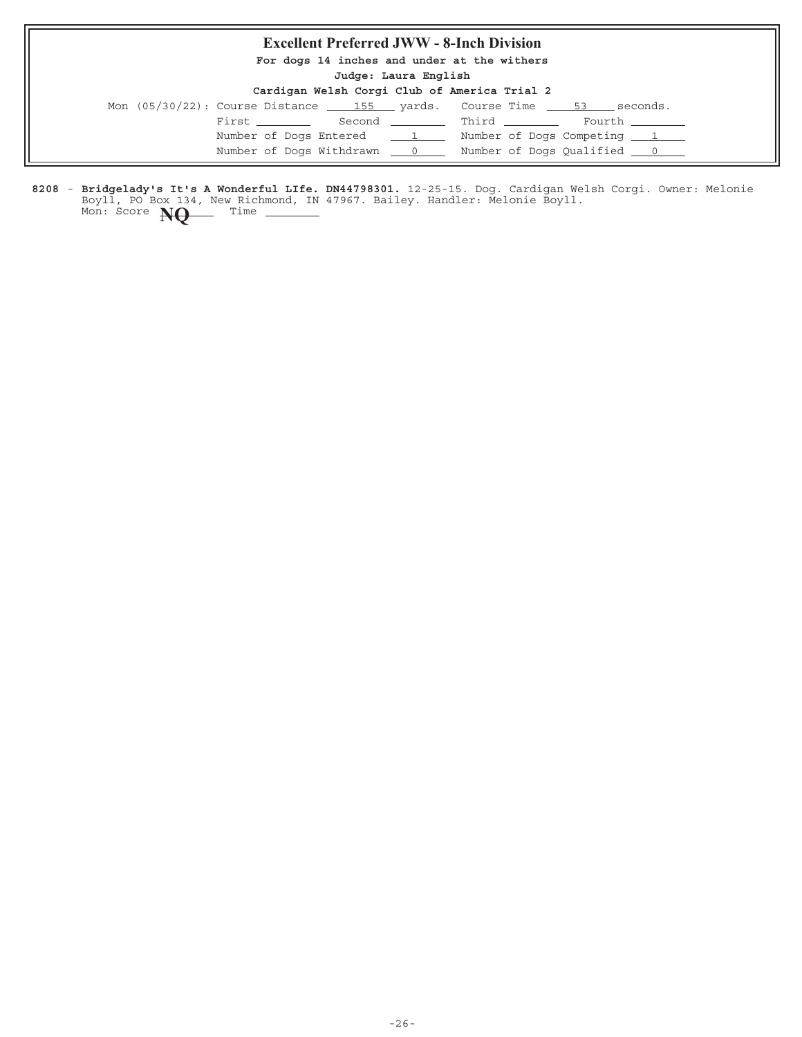## Excellent Preferred JWW - 8-Inch Division

**For dogs 14 inches and under at the withers**

**Judge: Laura English**

**Cardigan Welsh Corgi Club of America Trial 2**

Mon (05/30/22): Course Distance 155 yards. Course Time 53 seconds.

First ________ Second ________ Third ________ Fourth ________

Number of Dogs Entered 1 Number of Dogs Competing 1

Number of Dogs Withdrawn 0 Number of Dogs Qualified 0

**8208** - **Bridgelady's It's A Wonderful LIfe. DN44798301.** 12-25-15. Dog. Cardigan Welsh Corgi. Owner: Melonie Boyll, PO Box 134, New Richmond, IN 47967. Bailey. Handler: Melonie Boyll.
Mon: Score **NQ** Time ________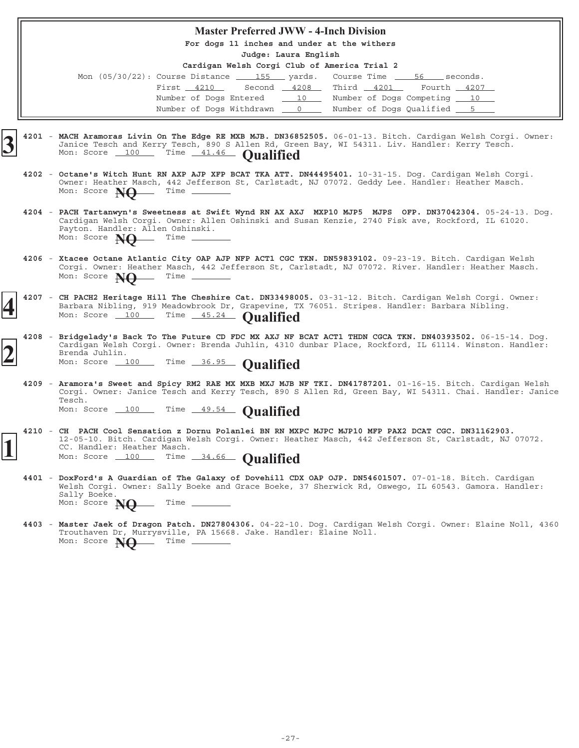## Master Preferred JWW - 4-Inch Division

**For dogs 11 inches and under at the withers**

**Judge: Laura English**

**Cardigan Welsh Corgi Club of America Trial 2**

Mon (05/30/22): Course Distance 155 yards. Course Time 56 seconds.

First 4210 Second 4208 Third 4201 Fourth 4207

Number of Dogs Entered 10 Number of Dogs Competing 10

Number of Dogs Withdrawn 0 Number of Dogs Qualified 5

**3** 4201 - **MACH Aramoras Livin On The Edge RE MXB MJB. DN36852505.** 06-01-13. Bitch. Cardigan Welsh Corgi. Owner: Janice Tesch and Kerry Tesch, 890 S Allen Rd, Green Bay, WI 54311. Liv. Handler: Kerry Tesch.
Mon: Score 100 Time 41.46 **Qualified**

4202 - **Octane's Witch Hunt RN AXP AJP XFP BCAT TKA ATT. DN44495401.** 10-31-15. Dog. Cardigan Welsh Corgi. Owner: Heather Masch, 442 Jefferson St, Carlstadt, NJ 07072. Geddy Lee. Handler: Heather Masch.
Mon: Score **NQ** Time

4204 - **PACH Tartanwyn's Sweetness at Swift Wynd RN AX AXJ MXP10 MJP5 MJPS OFP. DN37042304.** 05-24-13. Dog. Cardigan Welsh Corgi. Owner: Allen Oshinski and Susan Kenzie, 2740 Fisk ave, Rockford, IL 61020. Payton. Handler: Allen Oshinski.
Mon: Score **NQ** Time

4206 - **Xtacee Octane Atlantic City OAP AJP NFP ACT1 CGC TKN. DN59839102.** 09-23-19. Bitch. Cardigan Welsh Corgi. Owner: Heather Masch, 442 Jefferson St, Carlstadt, NJ 07072. River. Handler: Heather Masch.
Mon: Score **NQ** Time

**4** 4207 - **CH PACH2 Heritage Hill The Cheshire Cat. DN33498005.** 03-31-12. Bitch. Cardigan Welsh Corgi. Owner: Barbara Nibling, 919 Meadowbrook Dr, Grapevine, TX 76051. Stripes. Handler: Barbara Nibling.
Mon: Score 100 Time 45.24 **Qualified**

**2** 4208 - **Bridgelady's Back To The Future CD FDC MX AXJ NF BCAT ACT1 THDN CGCA TKN. DN40393502.** 06-15-14. Dog. Cardigan Welsh Corgi. Owner: Brenda Juhlin, 4310 dunbar Place, Rockford, IL 61114. Winston. Handler: Brenda Juhlin.
Mon: Score 100 Time 36.95 **Qualified**

4209 - **Aramora's Sweet and Spicy RM2 RAE MX MXB MXJ MJB NF TKI. DN41787201.** 01-16-15. Bitch. Cardigan Welsh Corgi. Owner: Janice Tesch and Kerry Tesch, 890 S Allen Rd, Green Bay, WI 54311. Chai. Handler: Janice Tesch.
Mon: Score 100 Time 49.54 **Qualified**

**1** 4210 - **CH PACH Cool Sensation z Dornu Polanlei BN RN MXPC MJPC MJP10 MFP PAX2 DCAT CGC. DN31162903.** 12-05-10. Bitch. Cardigan Welsh Corgi. Owner: Heather Masch, 442 Jefferson St, Carlstadt, NJ 07072. CC. Handler: Heather Masch.
Mon: Score 100 Time 34.66 **Qualified**

4401 - **DoxFord's A Guardian of The Galaxy of Dovehill CDX OAP OJP. DN54601507.** 07-01-18. Bitch. Cardigan Welsh Corgi. Owner: Sally Boeke and Grace Boeke, 37 Sherwick Rd, Oswego, IL 60543. Gamora. Handler: Sally Boeke.
Mon: Score **NQ** Time

4403 - **Master Jaek of Dragon Patch. DN27804306.** 04-22-10. Dog. Cardigan Welsh Corgi. Owner: Elaine Noll, 4360 Trouthaven Dr, Murrysville, PA 15668. Jake. Handler: Elaine Noll.
Mon: Score **NQ** Time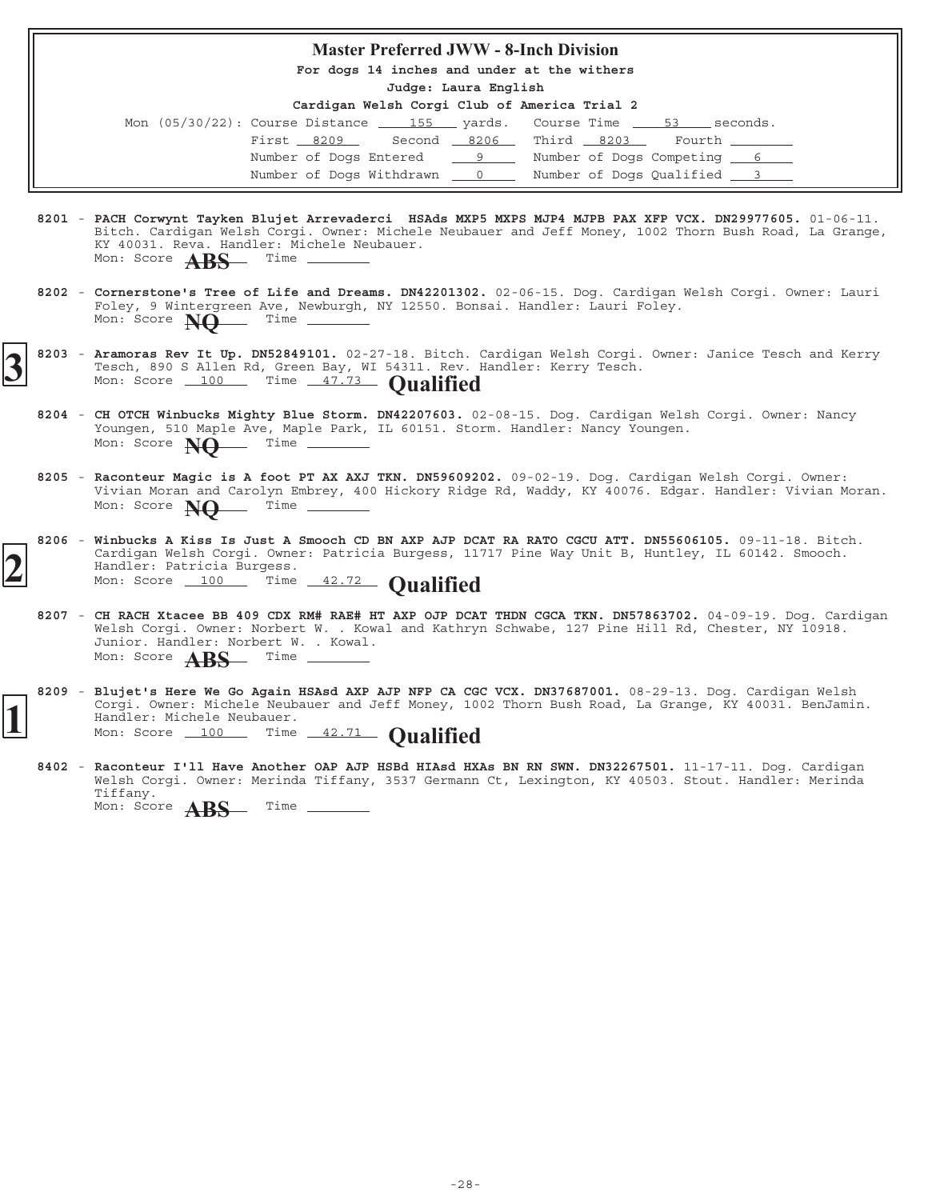## Master Preferred JWW - 8-Inch Division

**For dogs 14 inches and under at the withers**

**Judge: Laura English**

**Cardigan Welsh Corgi Club of America Trial 2**

Mon (05/30/22): Course Distance 155 yards. Course Time 53 seconds.

First 8209 Second 8206 Third 8203 Fourth ____

Number of Dogs Entered 9 Number of Dogs Competing 6

Number of Dogs Withdrawn 0 Number of Dogs Qualified 3

**8201** - **PACH Corwynt Tayken Blujet Arrevaderci HSAds MXP5 MXPS MJP4 MJPB PAX XFP VCX. DN29977605.** 01-06-11. Bitch. Cardigan Welsh Corgi. Owner: Michele Neubauer and Jeff Money, 1002 Thorn Bush Road, La Grange, KY 40031. Reva. Handler: Michele Neubauer.
Mon: Score **ABS** Time ____

**8202** - **Cornerstone's Tree of Life and Dreams. DN42201302.** 02-06-15. Dog. Cardigan Welsh Corgi. Owner: Lauri Foley, 9 Wintergreen Ave, Newburgh, NY 12550. Bonsai. Handler: Lauri Foley.
Mon: Score **NQ** Time ____

**3** **8203** - **Aramoras Rev It Up. DN52849101.** 02-27-18. Bitch. Cardigan Welsh Corgi. Owner: Janice Tesch and Kerry Tesch, 890 S Allen Rd, Green Bay, WI 54311. Rev. Handler: Kerry Tesch.
Mon: Score 100 Time 47.73 **Qualified**

**8204** - **CH OTCH Winbucks Mighty Blue Storm. DN42207603.** 02-08-15. Dog. Cardigan Welsh Corgi. Owner: Nancy Youngen, 510 Maple Ave, Maple Park, IL 60151. Storm. Handler: Nancy Youngen.
Mon: Score **NQ** Time ____

**8205** - **Raconteur Magic is A foot PT AX AXJ TKN. DN59609202.** 09-02-19. Dog. Cardigan Welsh Corgi. Owner: Vivian Moran and Carolyn Embrey, 400 Hickory Ridge Rd, Waddy, KY 40076. Edgar. Handler: Vivian Moran.
Mon: Score **NQ** Time ____

**2** **8206** - **Winbucks A Kiss Is Just A Smooch CD BN AXP AJP DCAT RA RATO CGCU ATT. DN55606105.** 09-11-18. Bitch. Cardigan Welsh Corgi. Owner: Patricia Burgess, 11717 Pine Way Unit B, Huntley, IL 60142. Smooch. Handler: Patricia Burgess.
Mon: Score 100 Time 42.72 **Qualified**

**8207** - **CH RACH Xtacee BB 409 CDX RM# RAE# HT AXP OJP DCAT THDN CGCA TKN. DN57863702.** 04-09-19. Dog. Cardigan Welsh Corgi. Owner: Norbert W. . Kowal and Kathryn Schwabe, 127 Pine Hill Rd, Chester, NY 10918. Junior. Handler: Norbert W. . Kowal.
Mon: Score **ABS** Time ____

**1** **8209** - **Blujet's Here We Go Again HSAsd AXP AJP NFP CA CGC VCX. DN37687001.** 08-29-13. Dog. Cardigan Welsh Corgi. Owner: Michele Neubauer and Jeff Money, 1002 Thorn Bush Road, La Grange, KY 40031. BenJamin. Handler: Michele Neubauer.
Mon: Score 100 Time 42.71 **Qualified**

**8402** - **Raconteur I'll Have Another OAP AJP HSBd HIAsd HXAs BN RN SWN. DN32267501.** 11-17-11. Dog. Cardigan Welsh Corgi. Owner: Merinda Tiffany, 3537 Germann Ct, Lexington, KY 40503. Stout. Handler: Merinda Tiffany.
Mon: Score **ABS** Time ____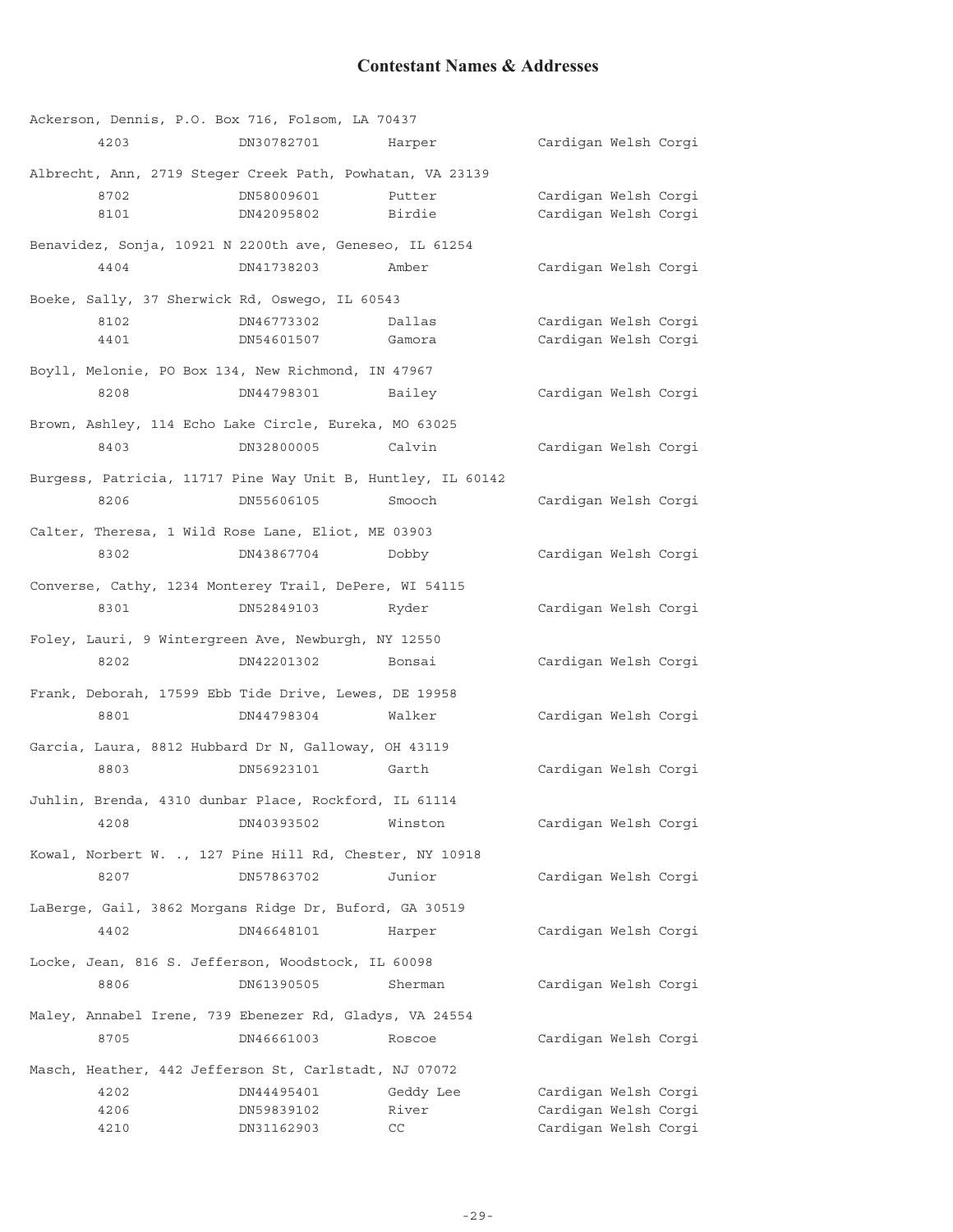# Contestant Names & Addresses

Ackerson, Dennis, P.O. Box 716, Folsom, LA 70437

| | | | |
|---|---|---|---|
| 4203 | DN30782701 | Harper | Cardigan Welsh Corgi |

Albrecht, Ann, 2719 Steger Creek Path, Powhatan, VA 23139

| | | | |
|---|---|---|---|
| 8702 | DN58009601 | Putter | Cardigan Welsh Corgi |
| 8101 | DN42095802 | Birdie | Cardigan Welsh Corgi |

Benavidez, Sonja, 10921 N 2200th ave, Geneseo, IL 61254

| | | | |
|---|---|---|---|
| 4404 | DN41738203 | Amber | Cardigan Welsh Corgi |

Boeke, Sally, 37 Sherwick Rd, Oswego, IL 60543

| | | | |
|---|---|---|---|
| 8102 | DN46773302 | Dallas | Cardigan Welsh Corgi |
| 4401 | DN54601507 | Gamora | Cardigan Welsh Corgi |

Boyll, Melonie, PO Box 134, New Richmond, IN 47967

| | | | |
|---|---|---|---|
| 8208 | DN44798301 | Bailey | Cardigan Welsh Corgi |

Brown, Ashley, 114 Echo Lake Circle, Eureka, MO 63025

| | | | |
|---|---|---|---|
| 8403 | DN32800005 | Calvin | Cardigan Welsh Corgi |

Burgess, Patricia, 11717 Pine Way Unit B, Huntley, IL 60142

| | | | |
|---|---|---|---|
| 8206 | DN55606105 | Smooch | Cardigan Welsh Corgi |

Calter, Theresa, 1 Wild Rose Lane, Eliot, ME 03903

| | | | |
|---|---|---|---|
| 8302 | DN43867704 | Dobby | Cardigan Welsh Corgi |

Converse, Cathy, 1234 Monterey Trail, DePere, WI 54115

| | | | |
|---|---|---|---|
| 8301 | DN52849103 | Ryder | Cardigan Welsh Corgi |

Foley, Lauri, 9 Wintergreen Ave, Newburgh, NY 12550

| | | | |
|---|---|---|---|
| 8202 | DN42201302 | Bonsai | Cardigan Welsh Corgi |

Frank, Deborah, 17599 Ebb Tide Drive, Lewes, DE 19958

| | | | |
|---|---|---|---|
| 8801 | DN44798304 | Walker | Cardigan Welsh Corgi |

Garcia, Laura, 8812 Hubbard Dr N, Galloway, OH 43119

| | | | |
|---|---|---|---|
| 8803 | DN56923101 | Garth | Cardigan Welsh Corgi |

Juhlin, Brenda, 4310 dunbar Place, Rockford, IL 61114

| | | | |
|---|---|---|---|
| 4208 | DN40393502 | Winston | Cardigan Welsh Corgi |

Kowal, Norbert W. ., 127 Pine Hill Rd, Chester, NY 10918

| | | | |
|---|---|---|---|
| 8207 | DN57863702 | Junior | Cardigan Welsh Corgi |

LaBerge, Gail, 3862 Morgans Ridge Dr, Buford, GA 30519

| | | | |
|---|---|---|---|
| 4402 | DN46648101 | Harper | Cardigan Welsh Corgi |

Locke, Jean, 816 S. Jefferson, Woodstock, IL 60098

| | | | |
|---|---|---|---|
| 8806 | DN61390505 | Sherman | Cardigan Welsh Corgi |

Maley, Annabel Irene, 739 Ebenezer Rd, Gladys, VA 24554

| | | | |
|---|---|---|---|
| 8705 | DN46661003 | Roscoe | Cardigan Welsh Corgi |

Masch, Heather, 442 Jefferson St, Carlstadt, NJ 07072

| | | | |
|---|---|---|---|
| 4202 | DN44495401 | Geddy Lee | Cardigan Welsh Corgi |
| 4206 | DN59839102 | River | Cardigan Welsh Corgi |
| 4210 | DN31162903 | CC | Cardigan Welsh Corgi |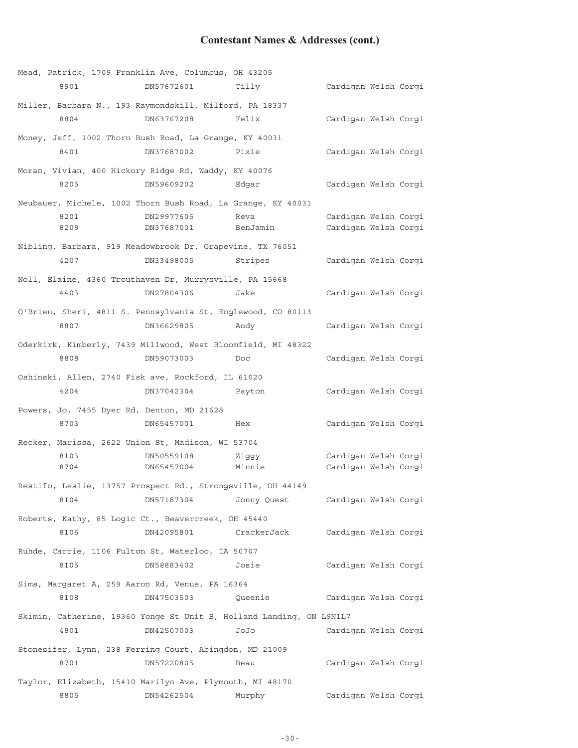## Contestant Names & Addresses (cont.)

Mead, Patrick, 1709 Franklin Ave, Columbus, OH 43205

| 8901 | DN57672601 | Tilly | Cardigan Welsh Corgi |
|---|---|---|---|

Miller, Barbara N., 193 Raymondskill, Milford, PA 18337

| 8804 | DN63767208 | Felix | Cardigan Welsh Corgi |
|---|---|---|---|

Money, Jeff, 1002 Thorn Bush Road, La Grange, KY 40031

| 8401 | DN37687002 | Pixie | Cardigan Welsh Corgi |
|---|---|---|---|

Moran, Vivian, 400 Hickory Ridge Rd, Waddy, KY 40076

| 8205 | DN59609202 | Edgar | Cardigan Welsh Corgi |
|---|---|---|---|

Neubauer, Michele, 1002 Thorn Bush Road, La Grange, KY 40031

| 8201 | DN29977605 | Reva | Cardigan Welsh Corgi |
|---|---|---|---|
| 8209 | DN37687001 | BenJamin | Cardigan Welsh Corgi |

Nibling, Barbara, 919 Meadowbrook Dr, Grapevine, TX 76051

| 4207 | DN33498005 | Stripes | Cardigan Welsh Corgi |
|---|---|---|---|

Noll, Elaine, 4360 Trouthaven Dr, Murrysville, PA 15668

| 4403 | DN27804306 | Jake | Cardigan Welsh Corgi |
|---|---|---|---|

O'Brien, Sheri, 4811 S. Pennsylvania St, Englewood, CO 80113

| 8807 | DN36629805 | Andy | Cardigan Welsh Corgi |
|---|---|---|---|

Oderkirk, Kimberly, 7439 Millwood, West Bloomfield, MI 48322

| 8808 | DN59073003 | Doc | Cardigan Welsh Corgi |
|---|---|---|---|

Oshinski, Allen, 2740 Fisk ave, Rockford, IL 61020

| 4204 | DN37042304 | Payton | Cardigan Welsh Corgi |
|---|---|---|---|

Powers, Jo, 7455 Dyer Rd, Denton, MD 21628

| 8703 | DN65457001 | Hex | Cardigan Welsh Corgi |
|---|---|---|---|

Recker, Marissa, 2622 Union St, Madison, WI 53704

| 8103 | DN50559108 | Ziggy | Cardigan Welsh Corgi |
|---|---|---|---|
| 8704 | DN65457004 | Minnie | Cardigan Welsh Corgi |

Restifo, Leslie, 13757 Prospect Rd., Strongsville, OH 44149

| 8104 | DN57187304 | Jonny Quest | Cardigan Welsh Corgi |
|---|---|---|---|

Roberts, Kathy, 85 Logic Ct., Beavercreek, OH 45440

| 8106 | DN42095801 | CrackerJack | Cardigan Welsh Corgi |
|---|---|---|---|

Ruhde, Carrie, 1106 Fulton St, Waterloo, IA 50707

| 8105 | DN58883402 | Josie | Cardigan Welsh Corgi |
|---|---|---|---|

Sims, Margaret A, 259 Aaron Rd, Venue, PA 16364

| 8108 | DN47503503 | Queenie | Cardigan Welsh Corgi |
|---|---|---|---|

Skimin, Catherine, 19360 Yonge St Unit B, Holland Landing, ON L9N1L7

| 4801 | DN42507003 | JoJo | Cardigan Welsh Corgi |
|---|---|---|---|

Stonesifer, Lynn, 238 Ferring Court, Abingdon, MD 21009

| 8701 | DN57220805 | Beau | Cardigan Welsh Corgi |
|---|---|---|---|

Taylor, Elizabeth, 15410 Marilyn Ave, Plymouth, MI 48170

| 8805 | DN54262504 | Murphy | Cardigan Welsh Corgi |
|---|---|---|---|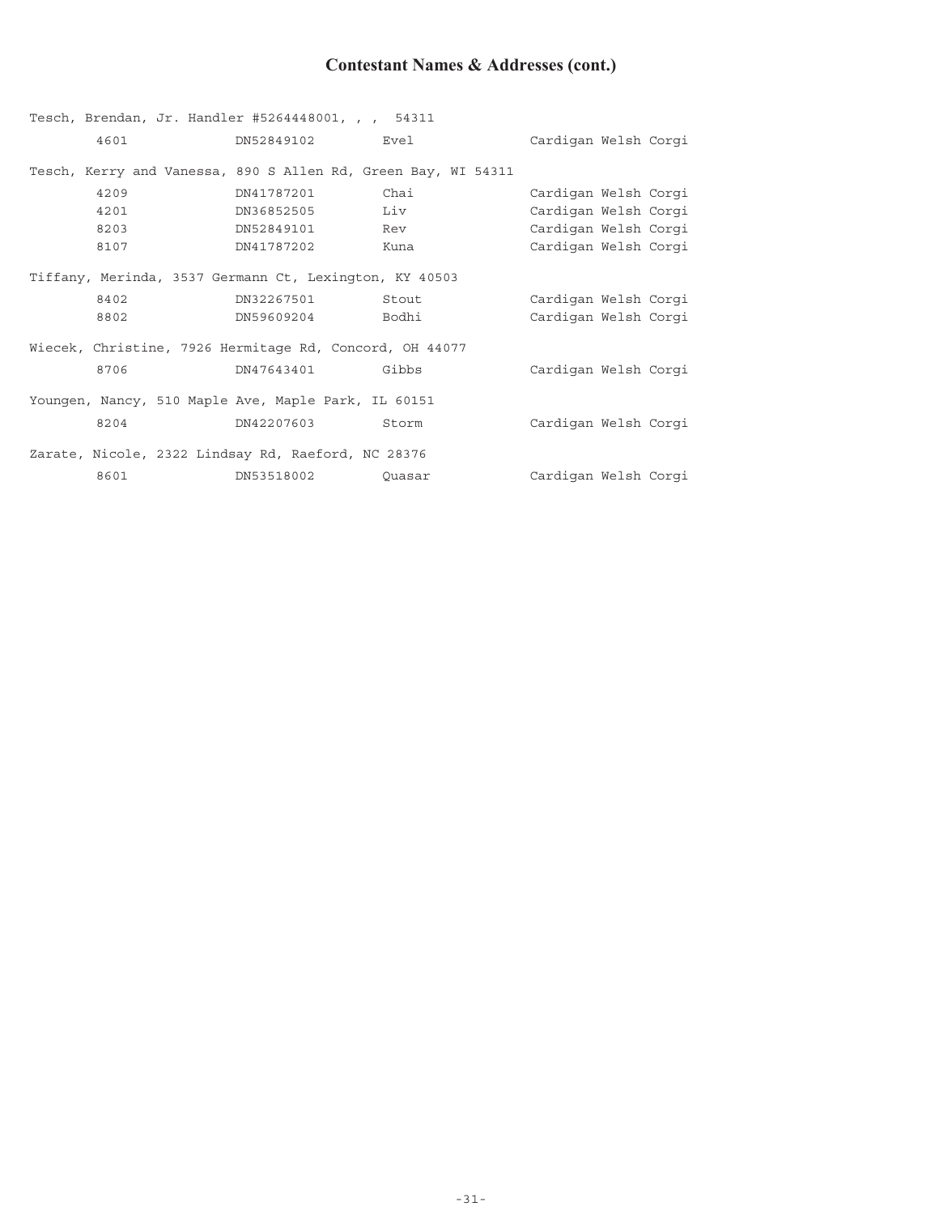# Contestant Names & Addresses (cont.)

Tesch, Brendan, Jr. Handler #5264448001, , , 54311

| | | | |
|---|---|---|---|
| 4601 | DN52849102 | Evel | Cardigan Welsh Corgi |

Tesch, Kerry and Vanessa, 890 S Allen Rd, Green Bay, WI 54311

| | | | |
|---|---|---|---|
| 4209 | DN41787201 | Chai | Cardigan Welsh Corgi |
| 4201 | DN36852505 | Liv | Cardigan Welsh Corgi |
| 8203 | DN52849101 | Rev | Cardigan Welsh Corgi |
| 8107 | DN41787202 | Kuna | Cardigan Welsh Corgi |

Tiffany, Merinda, 3537 Germann Ct, Lexington, KY 40503

| | | | |
|---|---|---|---|
| 8402 | DN32267501 | Stout | Cardigan Welsh Corgi |
| 8802 | DN59609204 | Bodhi | Cardigan Welsh Corgi |

Wiecek, Christine, 7926 Hermitage Rd, Concord, OH 44077

| | | | |
|---|---|---|---|
| 8706 | DN47643401 | Gibbs | Cardigan Welsh Corgi |

Youngen, Nancy, 510 Maple Ave, Maple Park, IL 60151

| | | | |
|---|---|---|---|
| 8204 | DN42207603 | Storm | Cardigan Welsh Corgi |

Zarate, Nicole, 2322 Lindsay Rd, Raeford, NC 28376

| | | | |
|---|---|---|---|
| 8601 | DN53518002 | Quasar | Cardigan Welsh Corgi |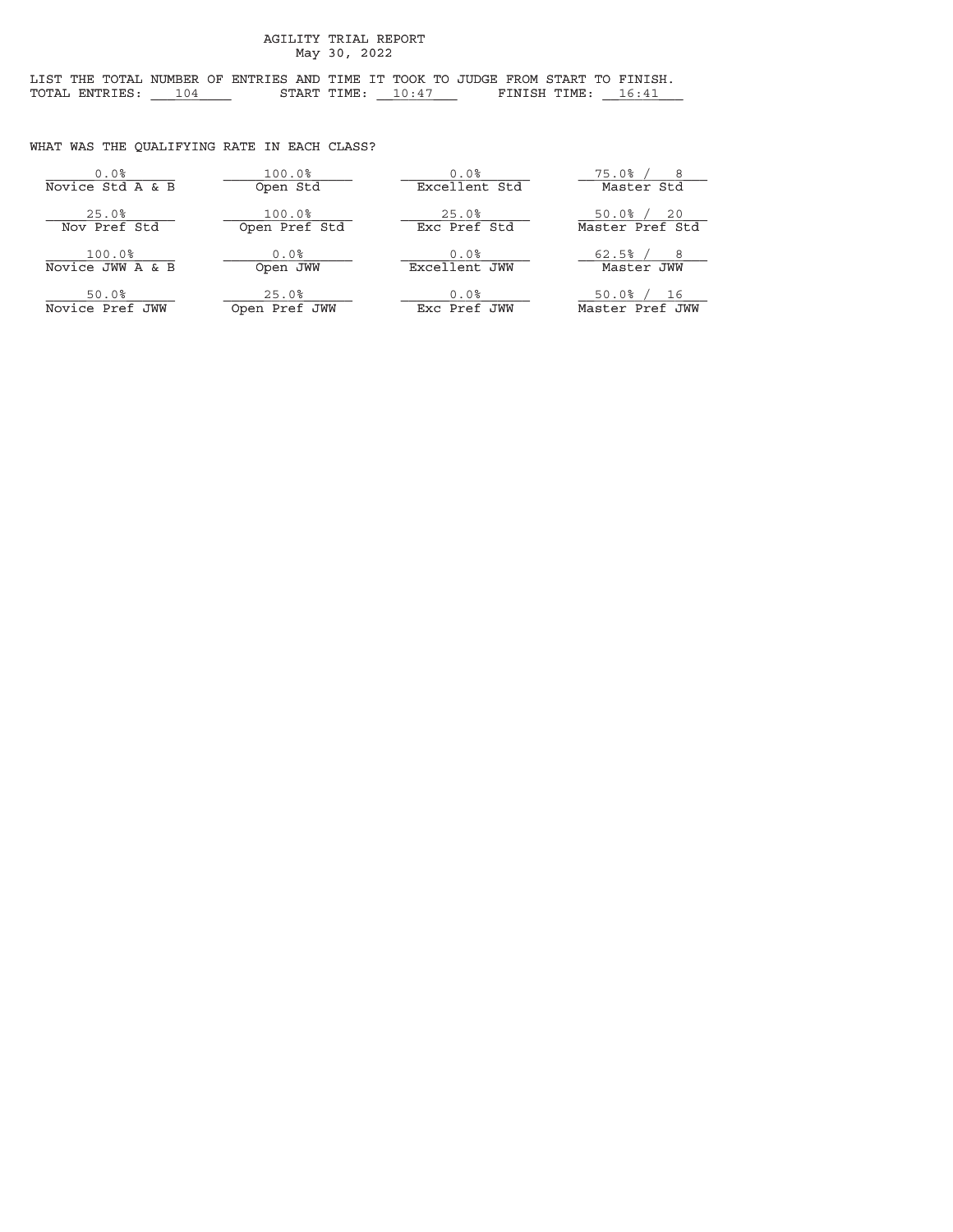# AGILITY TRIAL REPORT

May 30, 2022

LIST THE TOTAL NUMBER OF ENTRIES AND TIME IT TOOK TO JUDGE FROM START TO FINISH.

TOTAL ENTRIES: 104 START TIME: 10:47 FINISH TIME: 16:41

WHAT WAS THE QUALIFYING RATE IN EACH CLASS?

| | | | |
|---|---|---|---|
| 0.0% | 100.0% | 0.0% | 75.0% / 8 |
| Novice Std A & B | Open Std | Excellent Std | Master Std |
| 25.0% | 100.0% | 25.0% | 50.0% / 20 |
| Nov Pref Std | Open Pref Std | Exc Pref Std | Master Pref Std |
| 100.0% | 0.0% | 0.0% | 62.5% / 8 |
| Novice JWW A & B | Open JWW | Excellent JWW | Master JWW |
| 50.0% | 25.0% | 0.0% | 50.0% / 16 |
| Novice Pref JWW | Open Pref JWW | Exc Pref JWW | Master Pref JWW |